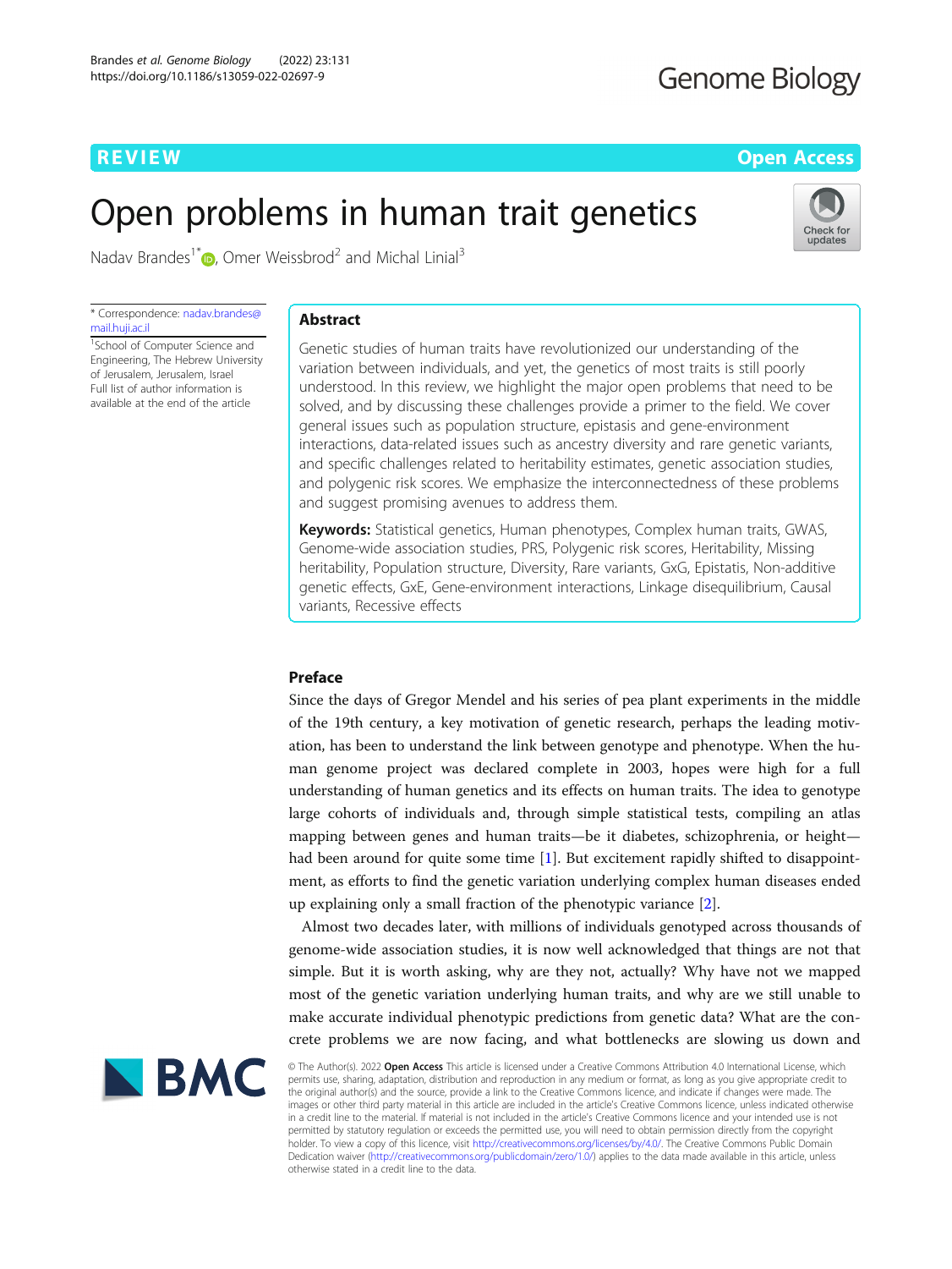REVIEW

Open Access

# Open problems in human trait genetics

Nadav Brandes[1*], Omer Weissbrod[2] and Michal Linial[3]

* Correspondence: nadav.brandes@mail.huji.ac.il
[1]School of Computer Science and Engineering, The Hebrew University of Jerusalem, Jerusalem, Israel
Full list of author information is available at the end of the article

## Abstract

Genetic studies of human traits have revolutionized our understanding of the variation between individuals, and yet, the genetics of most traits is still poorly understood. In this review, we highlight the major open problems that need to be solved, and by discussing these challenges provide a primer to the field. We cover general issues such as population structure, epistasis and gene-environment interactions, data-related issues such as ancestry diversity and rare genetic variants, and specific challenges related to heritability estimates, genetic association studies, and polygenic risk scores. We emphasize the interconnectedness of these problems and suggest promising avenues to address them.

**Keywords:** Statistical genetics, Human phenotypes, Complex human traits, GWAS, Genome-wide association studies, PRS, Polygenic risk scores, Heritability, Missing heritability, Population structure, Diversity, Rare variants, GxG, Epistatis, Non-additive genetic effects, GxE, Gene-environment interactions, Linkage disequilibrium, Causal variants, Recessive effects

## Preface

Since the days of Gregor Mendel and his series of pea plant experiments in the middle of the 19th century, a key motivation of genetic research, perhaps the leading motivation, has been to understand the link between genotype and phenotype. When the human genome project was declared complete in 2003, hopes were high for a full understanding of human genetics and its effects on human traits. The idea to genotype large cohorts of individuals and, through simple statistical tests, compiling an atlas mapping between genes and human traits—be it diabetes, schizophrenia, or height—had been around for quite some time [1]. But excitement rapidly shifted to disappointment, as efforts to find the genetic variation underlying complex human diseases ended up explaining only a small fraction of the phenotypic variance [2].

Almost two decades later, with millions of individuals genotyped across thousands of genome-wide association studies, it is now well acknowledged that things are not that simple. But it is worth asking, why are they not, actually? Why have not we mapped most of the genetic variation underlying human traits, and why are we still unable to make accurate individual phenotypic predictions from genetic data? What are the concrete problems we are now facing, and what bottlenecks are slowing us down and

© The Author(s). 2022 **Open Access** This article is licensed under a Creative Commons Attribution 4.0 International License, which permits use, sharing, adaptation, distribution and reproduction in any medium or format, as long as you give appropriate credit to the original author(s) and the source, provide a link to the Creative Commons licence, and indicate if changes were made. The images or other third party material in this article are included in the article's Creative Commons licence, unless indicated otherwise in a credit line to the material. If material is not included in the article's Creative Commons licence and your intended use is not permitted by statutory regulation or exceeds the permitted use, you will need to obtain permission directly from the copyright holder. To view a copy of this licence, visit http://creativecommons.org/licenses/by/4.0/. The Creative Commons Public Domain Dedication waiver (http://creativecommons.org/publicdomain/zero/1.0/) applies to the data made available in this article, unless otherwise stated in a credit line to the data.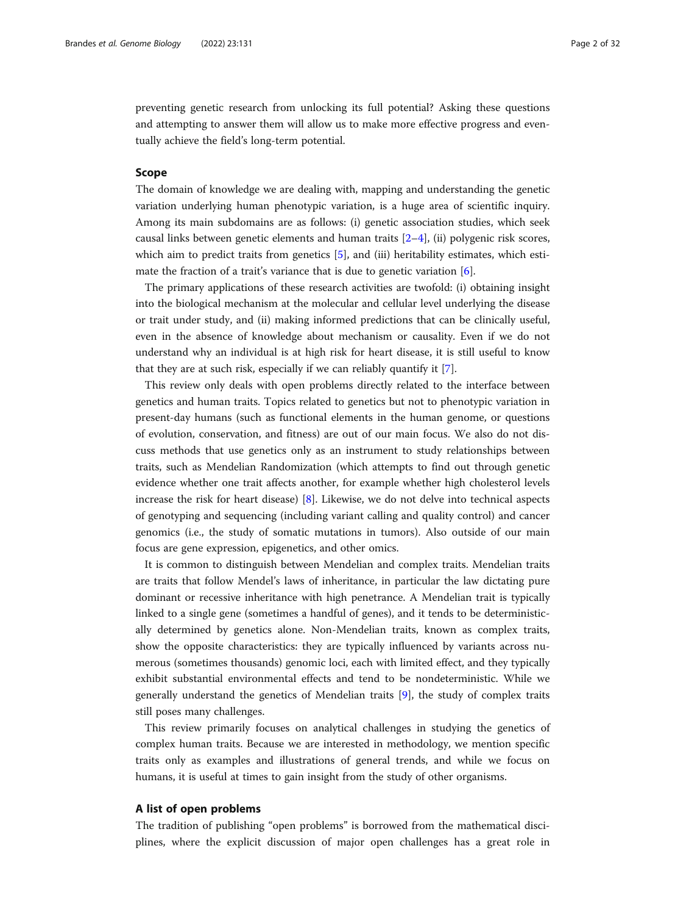preventing genetic research from unlocking its full potential? Asking these questions and attempting to answer them will allow us to make more effective progress and eventually achieve the field's long-term potential.

## Scope

The domain of knowledge we are dealing with, mapping and understanding the genetic variation underlying human phenotypic variation, is a huge area of scientific inquiry. Among its main subdomains are as follows: (i) genetic association studies, which seek causal links between genetic elements and human traits [2–4], (ii) polygenic risk scores, which aim to predict traits from genetics [5], and (iii) heritability estimates, which estimate the fraction of a trait's variance that is due to genetic variation [6].

The primary applications of these research activities are twofold: (i) obtaining insight into the biological mechanism at the molecular and cellular level underlying the disease or trait under study, and (ii) making informed predictions that can be clinically useful, even in the absence of knowledge about mechanism or causality. Even if we do not understand why an individual is at high risk for heart disease, it is still useful to know that they are at such risk, especially if we can reliably quantify it [7].

This review only deals with open problems directly related to the interface between genetics and human traits. Topics related to genetics but not to phenotypic variation in present-day humans (such as functional elements in the human genome, or questions of evolution, conservation, and fitness) are out of our main focus. We also do not discuss methods that use genetics only as an instrument to study relationships between traits, such as Mendelian Randomization (which attempts to find out through genetic evidence whether one trait affects another, for example whether high cholesterol levels increase the risk for heart disease) [8]. Likewise, we do not delve into technical aspects of genotyping and sequencing (including variant calling and quality control) and cancer genomics (i.e., the study of somatic mutations in tumors). Also outside of our main focus are gene expression, epigenetics, and other omics.

It is common to distinguish between Mendelian and complex traits. Mendelian traits are traits that follow Mendel's laws of inheritance, in particular the law dictating pure dominant or recessive inheritance with high penetrance. A Mendelian trait is typically linked to a single gene (sometimes a handful of genes), and it tends to be deterministically determined by genetics alone. Non-Mendelian traits, known as complex traits, show the opposite characteristics: they are typically influenced by variants across numerous (sometimes thousands) genomic loci, each with limited effect, and they typically exhibit substantial environmental effects and tend to be nondeterministic. While we generally understand the genetics of Mendelian traits [9], the study of complex traits still poses many challenges.

This review primarily focuses on analytical challenges in studying the genetics of complex human traits. Because we are interested in methodology, we mention specific traits only as examples and illustrations of general trends, and while we focus on humans, it is useful at times to gain insight from the study of other organisms.

## A list of open problems

The tradition of publishing "open problems" is borrowed from the mathematical disciplines, where the explicit discussion of major open challenges has a great role in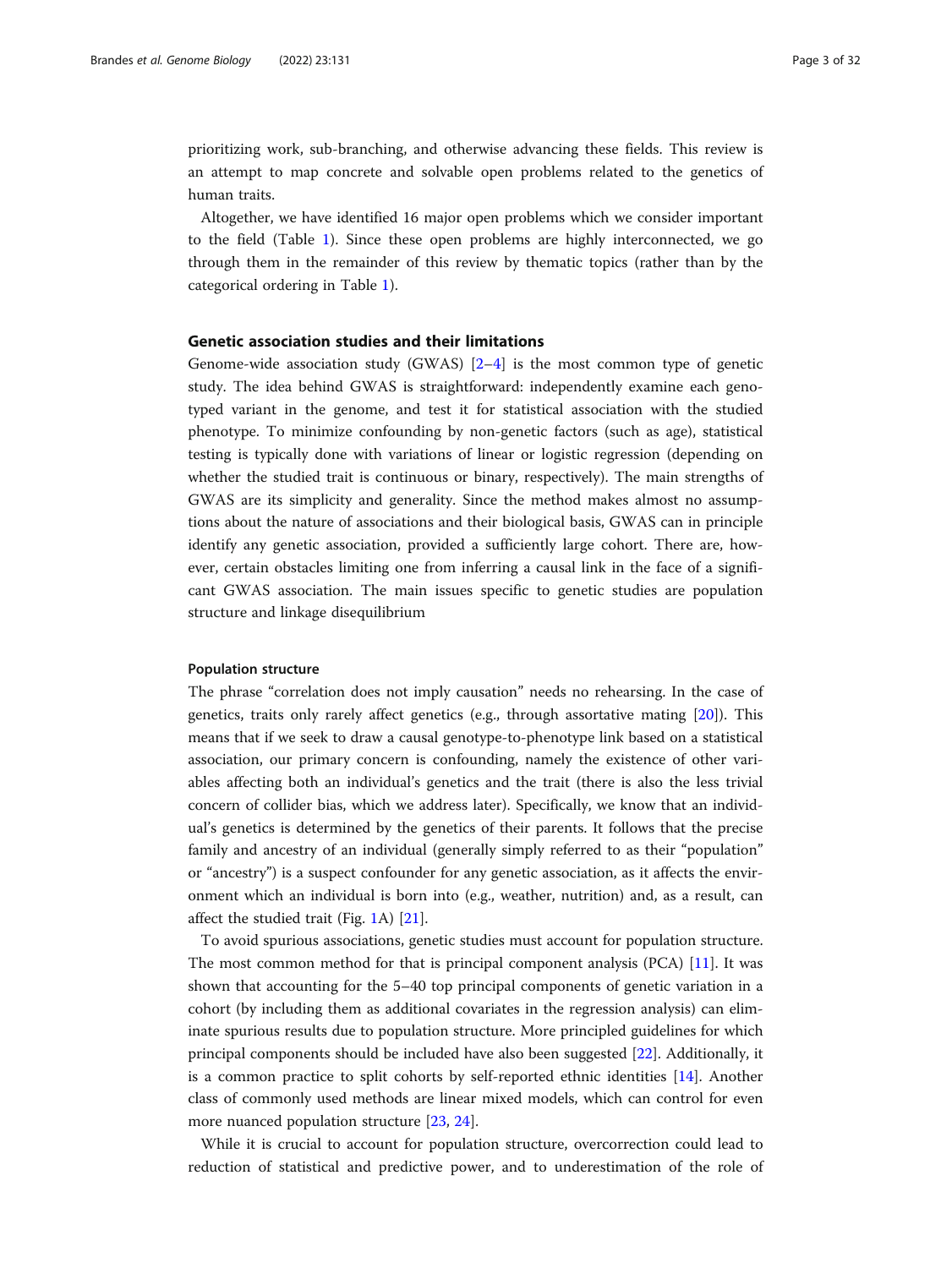prioritizing work, sub-branching, and otherwise advancing these fields. This review is an attempt to map concrete and solvable open problems related to the genetics of human traits.

Altogether, we have identified 16 major open problems which we consider important to the field (Table 1). Since these open problems are highly interconnected, we go through them in the remainder of this review by thematic topics (rather than by the categorical ordering in Table 1).

## Genetic association studies and their limitations

Genome-wide association study (GWAS) [2–4] is the most common type of genetic study. The idea behind GWAS is straightforward: independently examine each genotyped variant in the genome, and test it for statistical association with the studied phenotype. To minimize confounding by non-genetic factors (such as age), statistical testing is typically done with variations of linear or logistic regression (depending on whether the studied trait is continuous or binary, respectively). The main strengths of GWAS are its simplicity and generality. Since the method makes almost no assumptions about the nature of associations and their biological basis, GWAS can in principle identify any genetic association, provided a sufficiently large cohort. There are, however, certain obstacles limiting one from inferring a causal link in the face of a significant GWAS association. The main issues specific to genetic studies are population structure and linkage disequilibrium

### Population structure

The phrase "correlation does not imply causation" needs no rehearsing. In the case of genetics, traits only rarely affect genetics (e.g., through assortative mating [20]). This means that if we seek to draw a causal genotype-to-phenotype link based on a statistical association, our primary concern is confounding, namely the existence of other variables affecting both an individual's genetics and the trait (there is also the less trivial concern of collider bias, which we address later). Specifically, we know that an individual's genetics is determined by the genetics of their parents. It follows that the precise family and ancestry of an individual (generally simply referred to as their "population" or "ancestry") is a suspect confounder for any genetic association, as it affects the environment which an individual is born into (e.g., weather, nutrition) and, as a result, can affect the studied trait (Fig. 1A) [21].

To avoid spurious associations, genetic studies must account for population structure. The most common method for that is principal component analysis (PCA) [11]. It was shown that accounting for the 5–40 top principal components of genetic variation in a cohort (by including them as additional covariates in the regression analysis) can eliminate spurious results due to population structure. More principled guidelines for which principal components should be included have also been suggested [22]. Additionally, it is a common practice to split cohorts by self-reported ethnic identities [14]. Another class of commonly used methods are linear mixed models, which can control for even more nuanced population structure [23, 24].

While it is crucial to account for population structure, overcorrection could lead to reduction of statistical and predictive power, and to underestimation of the role of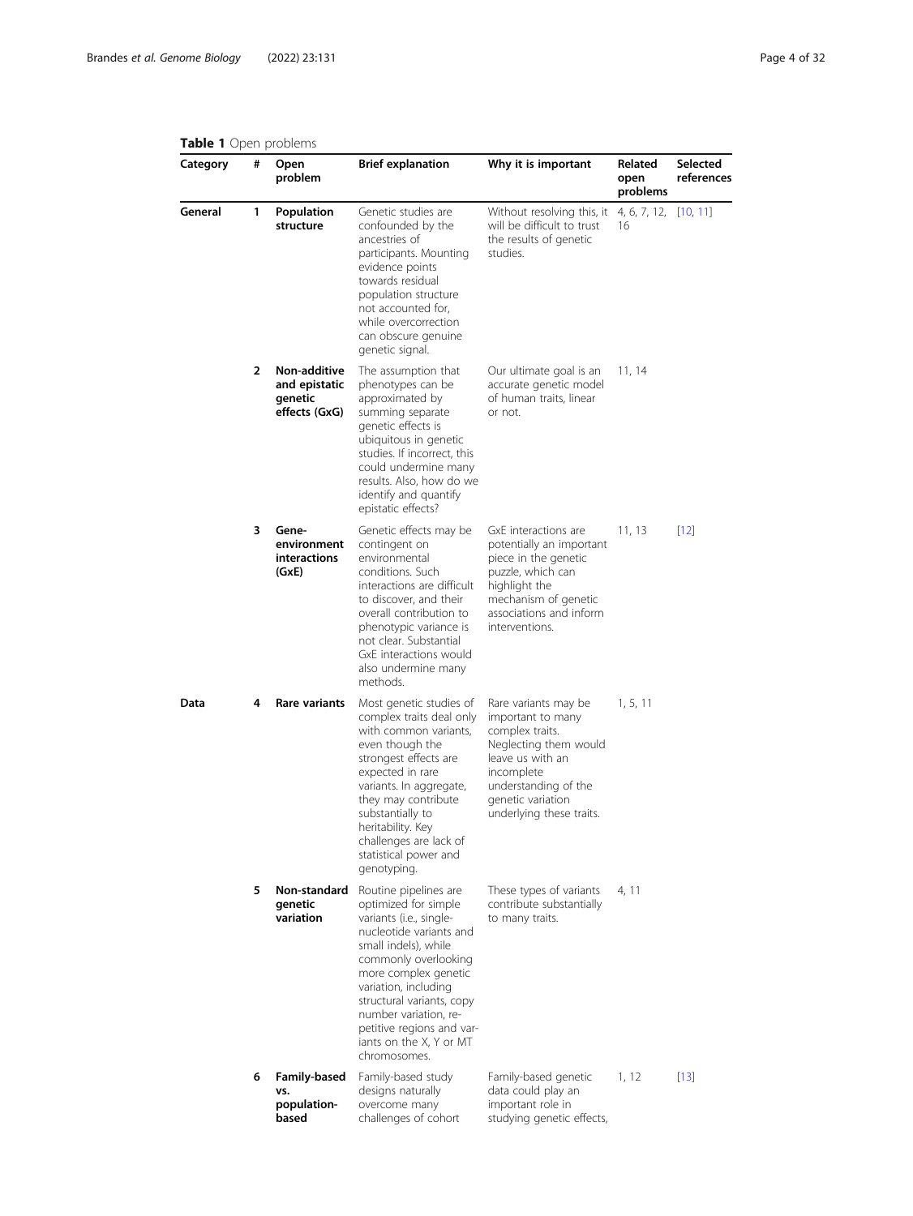**Table 1** Open problems

| Category | # | Open problem | Brief explanation | Why it is important | Related open problems | Selected references |
|---|---|---|---|---|---|---|
| General | 1 | **Population structure** | Genetic studies are confounded by the ancestries of participants. Mounting evidence points towards residual population structure not accounted for, while overcorrection can obscure genuine genetic signal. | Without resolving this, it will be difficult to trust the results of genetic studies. | 4, 6, 7, 12, 16 | [10, 11] |
| | 2 | **Non-additive and epistatic genetic effects (GxG)** | The assumption that phenotypes can be approximated by summing separate genetic effects is ubiquitous in genetic studies. If incorrect, this could undermine many results. Also, how do we identify and quantify epistatic effects? | Our ultimate goal is an accurate genetic model of human traits, linear or not. | 11, 14 | |
| | 3 | **Gene-environment interactions (GxE)** | Genetic effects may be contingent on environmental conditions. Such interactions are difficult to discover, and their overall contribution to phenotypic variance is not clear. Substantial GxE interactions would also undermine many methods. | GxE interactions are potentially an important piece in the genetic puzzle, which can highlight the mechanism of genetic associations and inform interventions. | 11, 13 | [12] |
| Data | 4 | **Rare variants** | Most genetic studies of complex traits deal only with common variants, even though the strongest effects are expected in rare variants. In aggregate, they may contribute substantially to heritability. Key challenges are lack of statistical power and genotyping. | Rare variants may be important to many complex traits. Neglecting them would leave us with an incomplete understanding of the genetic variation underlying these traits. | 1, 5, 11 | |
| | 5 | **Non-standard genetic variation** | Routine pipelines are optimized for simple variants (i.e., single-nucleotide variants and small indels), while commonly overlooking more complex genetic variation, including structural variants, copy number variation, repetitive regions and variants on the X, Y or MT chromosomes. | These types of variants contribute substantially to many traits. | 4, 11 | |
| | 6 | **Family-based vs. population-based** | Family-based study designs naturally overcome many challenges of cohort | Family-based genetic data could play an important role in studying genetic effects, | 1, 12 | [13] |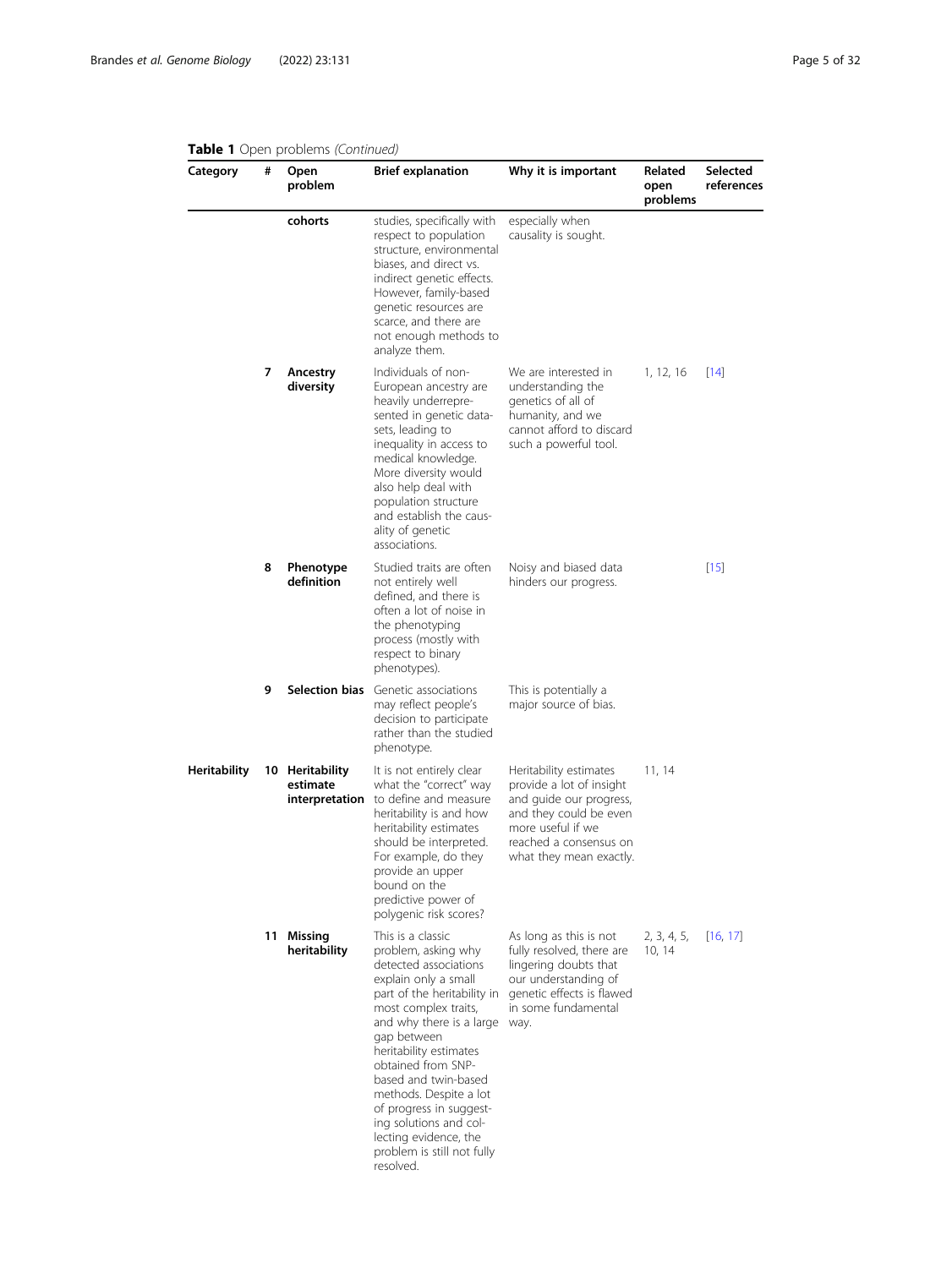**Table 1** Open problems *(Continued)*

| Category | # | Open problem | Brief explanation | Why it is important | Related open problems | Selected references |
|---|---|---|---|---|---|---|
| | | **cohorts** | studies, specifically with respect to population structure, environmental biases, and direct vs. indirect genetic effects. However, family-based genetic resources are scarce, and there are not enough methods to analyze them. | especially when causality is sought. | | |
| | **7** | **Ancestry diversity** | Individuals of non-European ancestry are heavily underrepresented in genetic datasets, leading to inequality in access to medical knowledge. More diversity would also help deal with population structure and establish the causality of genetic associations. | We are interested in understanding the genetics of all of humanity, and we cannot afford to discard such a powerful tool. | 1, 12, 16 | [14] |
| | **8** | **Phenotype definition** | Studied traits are often not entirely well defined, and there is often a lot of noise in the phenotyping process (mostly with respect to binary phenotypes). | Noisy and biased data hinders our progress. | | [15] |
| | **9** | **Selection bias** | Genetic associations may reflect people's decision to participate rather than the studied phenotype. | This is potentially a major source of bias. | | |
| **Heritability** | **10** | **Heritability estimate interpretation** | It is not entirely clear what the "correct" way to define and measure heritability is and how heritability estimates should be interpreted. For example, do they provide an upper bound on the predictive power of polygenic risk scores? | Heritability estimates provide a lot of insight and guide our progress, and they could be even more useful if we reached a consensus on what they mean exactly. | 11, 14 | |
| | **11** | **Missing heritability** | This is a classic problem, asking why detected associations explain only a small part of the heritability in most complex traits, and why there is a large gap between heritability estimates obtained from SNP-based and twin-based methods. Despite a lot of progress in suggesting solutions and collecting evidence, the problem is still not fully resolved. | As long as this is not fully resolved, there are lingering doubts that our understanding of genetic effects is flawed in some fundamental way. | 2, 3, 4, 5, 10, 14 | [16, 17] |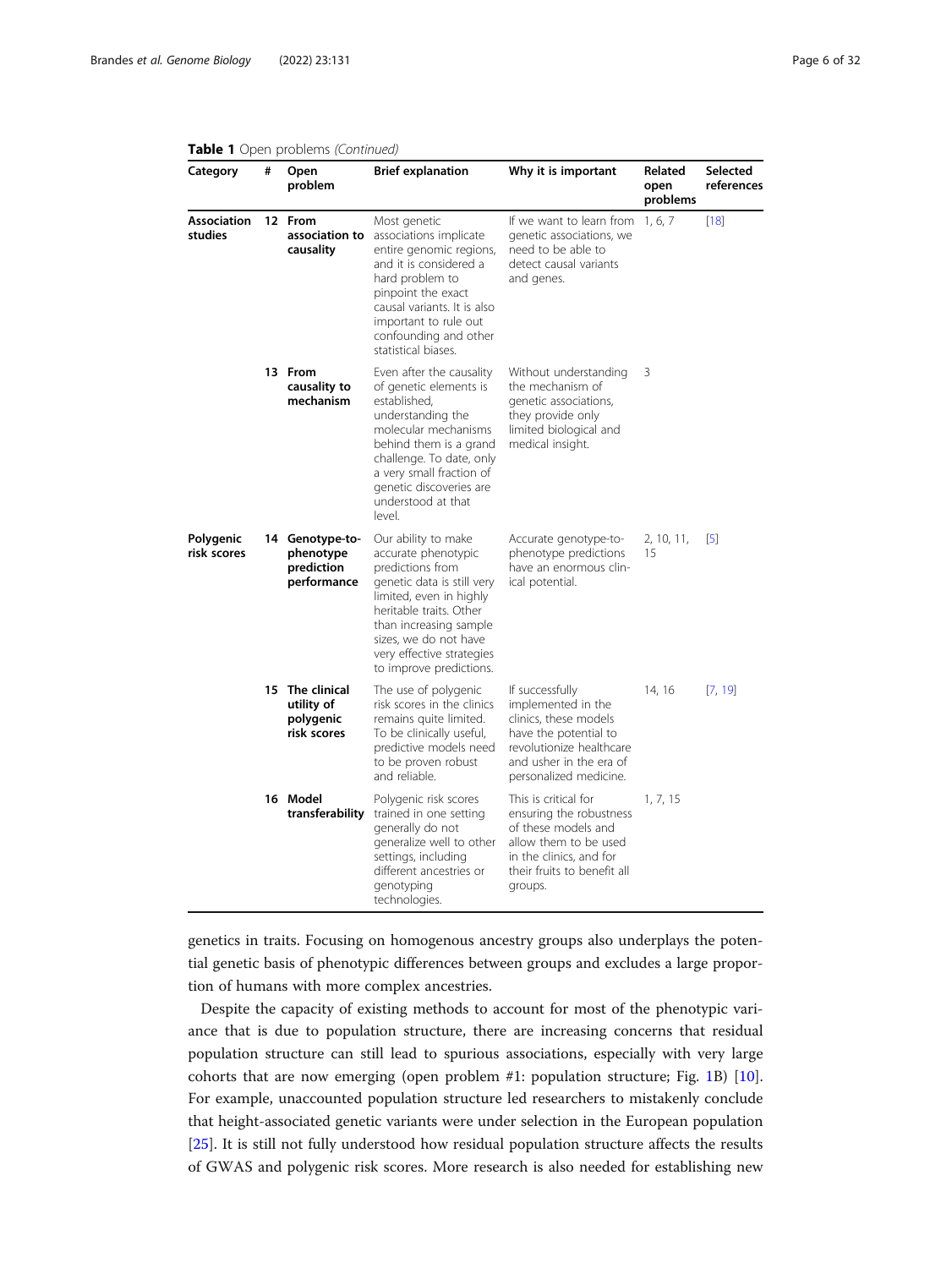**Table 1** Open problems *(Continued)*

| Category | # | Open problem | Brief explanation | Why it is important | Related open problems | Selected references |
|---|---|---|---|---|---|---|
| **Association studies** | **12** | **From association to causality** | Most genetic associations implicate entire genomic regions, and it is considered a hard problem to pinpoint the exact causal variants. It is also important to rule out confounding and other statistical biases. | If we want to learn from genetic associations, we need to be able to detect causal variants and genes. | 1, 6, 7 | [18] |
| | **13** | **From causality to mechanism** | Even after the causality of genetic elements is established, understanding the molecular mechanisms behind them is a grand challenge. To date, only a very small fraction of genetic discoveries are understood at that level. | Without understanding the mechanism of genetic associations, they provide only limited biological and medical insight. | 3 | |
| **Polygenic risk scores** | **14** | **Genotype-to-phenotype prediction performance** | Our ability to make accurate phenotypic predictions from genetic data is still very limited, even in highly heritable traits. Other than increasing sample sizes, we do not have very effective strategies to improve predictions. | Accurate genotype-to-phenotype predictions have an enormous clinical potential. | 2, 10, 11, 15 | [5] |
| | **15** | **The clinical utility of polygenic risk scores** | The use of polygenic risk scores in the clinics remains quite limited. To be clinically useful, predictive models need to be proven robust and reliable. | If successfully implemented in the clinics, these models have the potential to revolutionize healthcare and usher in the era of personalized medicine. | 14, 16 | [7, 19] |
| | **16** | **Model transferability** | Polygenic risk scores trained in one setting generally do not generalize well to other settings, including different ancestries or genotyping technologies. | This is critical for ensuring the robustness of these models and allow them to be used in the clinics, and for their fruits to benefit all groups. | 1, 7, 15 | |

genetics in traits. Focusing on homogenous ancestry groups also underplays the potential genetic basis of phenotypic differences between groups and excludes a large proportion of humans with more complex ancestries.

Despite the capacity of existing methods to account for most of the phenotypic variance that is due to population structure, there are increasing concerns that residual population structure can still lead to spurious associations, especially with very large cohorts that are now emerging (open problem #1: population structure; Fig. 1B) [10]. For example, unaccounted population structure led researchers to mistakenly conclude that height-associated genetic variants were under selection in the European population [25]. It is still not fully understood how residual population structure affects the results of GWAS and polygenic risk scores. More research is also needed for establishing new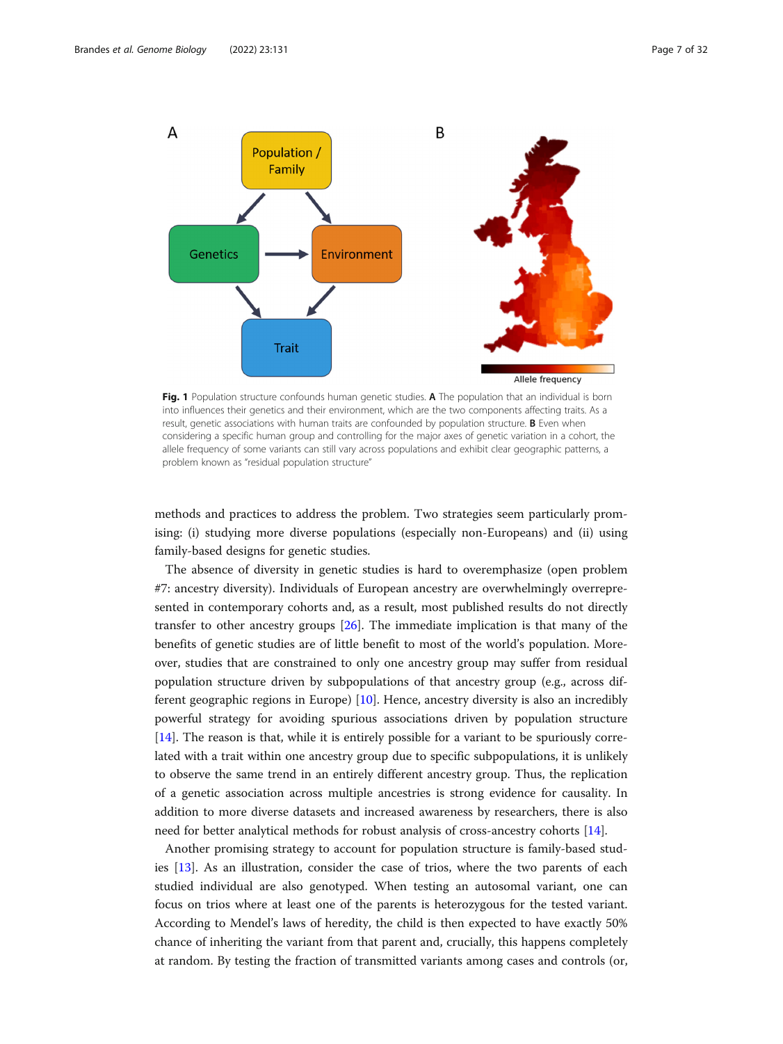**Fig. 1** Population structure confounds human genetic studies. **A** The population that an individual is born into influences their genetics and their environment, which are the two components affecting traits. As a result, genetic associations with human traits are confounded by population structure. **B** Even when considering a specific human group and controlling for the major axes of genetic variation in a cohort, the allele frequency of some variants can still vary across populations and exhibit clear geographic patterns, a problem known as "residual population structure"

methods and practices to address the problem. Two strategies seem particularly promising: (i) studying more diverse populations (especially non-Europeans) and (ii) using family-based designs for genetic studies.

The absence of diversity in genetic studies is hard to overemphasize (open problem #7: ancestry diversity). Individuals of European ancestry are overwhelmingly overrepresented in contemporary cohorts and, as a result, most published results do not directly transfer to other ancestry groups [26]. The immediate implication is that many of the benefits of genetic studies are of little benefit to most of the world's population. Moreover, studies that are constrained to only one ancestry group may suffer from residual population structure driven by subpopulations of that ancestry group (e.g., across different geographic regions in Europe) [10]. Hence, ancestry diversity is also an incredibly powerful strategy for avoiding spurious associations driven by population structure [14]. The reason is that, while it is entirely possible for a variant to be spuriously correlated with a trait within one ancestry group due to specific subpopulations, it is unlikely to observe the same trend in an entirely different ancestry group. Thus, the replication of a genetic association across multiple ancestries is strong evidence for causality. In addition to more diverse datasets and increased awareness by researchers, there is also need for better analytical methods for robust analysis of cross-ancestry cohorts [14].

Another promising strategy to account for population structure is family-based studies [13]. As an illustration, consider the case of trios, where the two parents of each studied individual are also genotyped. When testing an autosomal variant, one can focus on trios where at least one of the parents is heterozygous for the tested variant. According to Mendel's laws of heredity, the child is then expected to have exactly 50% chance of inheriting the variant from that parent and, crucially, this happens completely at random. By testing the fraction of transmitted variants among cases and controls (or,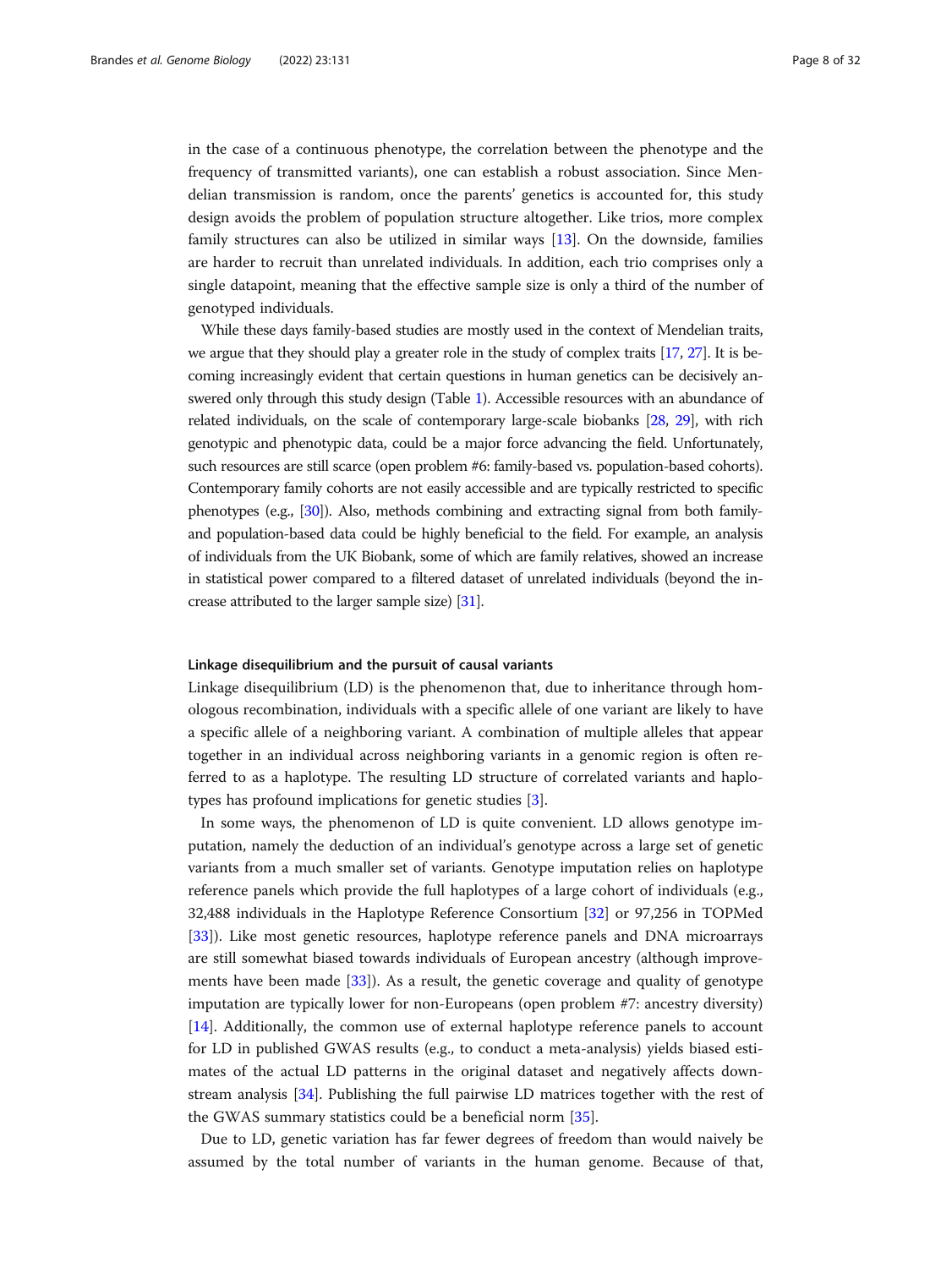in the case of a continuous phenotype, the correlation between the phenotype and the frequency of transmitted variants), one can establish a robust association. Since Mendelian transmission is random, once the parents' genetics is accounted for, this study design avoids the problem of population structure altogether. Like trios, more complex family structures can also be utilized in similar ways [13]. On the downside, families are harder to recruit than unrelated individuals. In addition, each trio comprises only a single datapoint, meaning that the effective sample size is only a third of the number of genotyped individuals.

While these days family-based studies are mostly used in the context of Mendelian traits, we argue that they should play a greater role in the study of complex traits [17, 27]. It is becoming increasingly evident that certain questions in human genetics can be decisively answered only through this study design (Table 1). Accessible resources with an abundance of related individuals, on the scale of contemporary large-scale biobanks [28, 29], with rich genotypic and phenotypic data, could be a major force advancing the field. Unfortunately, such resources are still scarce (open problem #6: family-based vs. population-based cohorts). Contemporary family cohorts are not easily accessible and are typically restricted to specific phenotypes (e.g., [30]). Also, methods combining and extracting signal from both family- and population-based data could be highly beneficial to the field. For example, an analysis of individuals from the UK Biobank, some of which are family relatives, showed an increase in statistical power compared to a filtered dataset of unrelated individuals (beyond the increase attributed to the larger sample size) [31].

#### Linkage disequilibrium and the pursuit of causal variants

Linkage disequilibrium (LD) is the phenomenon that, due to inheritance through homologous recombination, individuals with a specific allele of one variant are likely to have a specific allele of a neighboring variant. A combination of multiple alleles that appear together in an individual across neighboring variants in a genomic region is often referred to as a haplotype. The resulting LD structure of correlated variants and haplotypes has profound implications for genetic studies [3].

In some ways, the phenomenon of LD is quite convenient. LD allows genotype imputation, namely the deduction of an individual's genotype across a large set of genetic variants from a much smaller set of variants. Genotype imputation relies on haplotype reference panels which provide the full haplotypes of a large cohort of individuals (e.g., 32,488 individuals in the Haplotype Reference Consortium [32] or 97,256 in TOPMed [33]). Like most genetic resources, haplotype reference panels and DNA microarrays are still somewhat biased towards individuals of European ancestry (although improvements have been made [33]). As a result, the genetic coverage and quality of genotype imputation are typically lower for non-Europeans (open problem #7: ancestry diversity) [14]. Additionally, the common use of external haplotype reference panels to account for LD in published GWAS results (e.g., to conduct a meta-analysis) yields biased estimates of the actual LD patterns in the original dataset and negatively affects downstream analysis [34]. Publishing the full pairwise LD matrices together with the rest of the GWAS summary statistics could be a beneficial norm [35].

Due to LD, genetic variation has far fewer degrees of freedom than would naively be assumed by the total number of variants in the human genome. Because of that,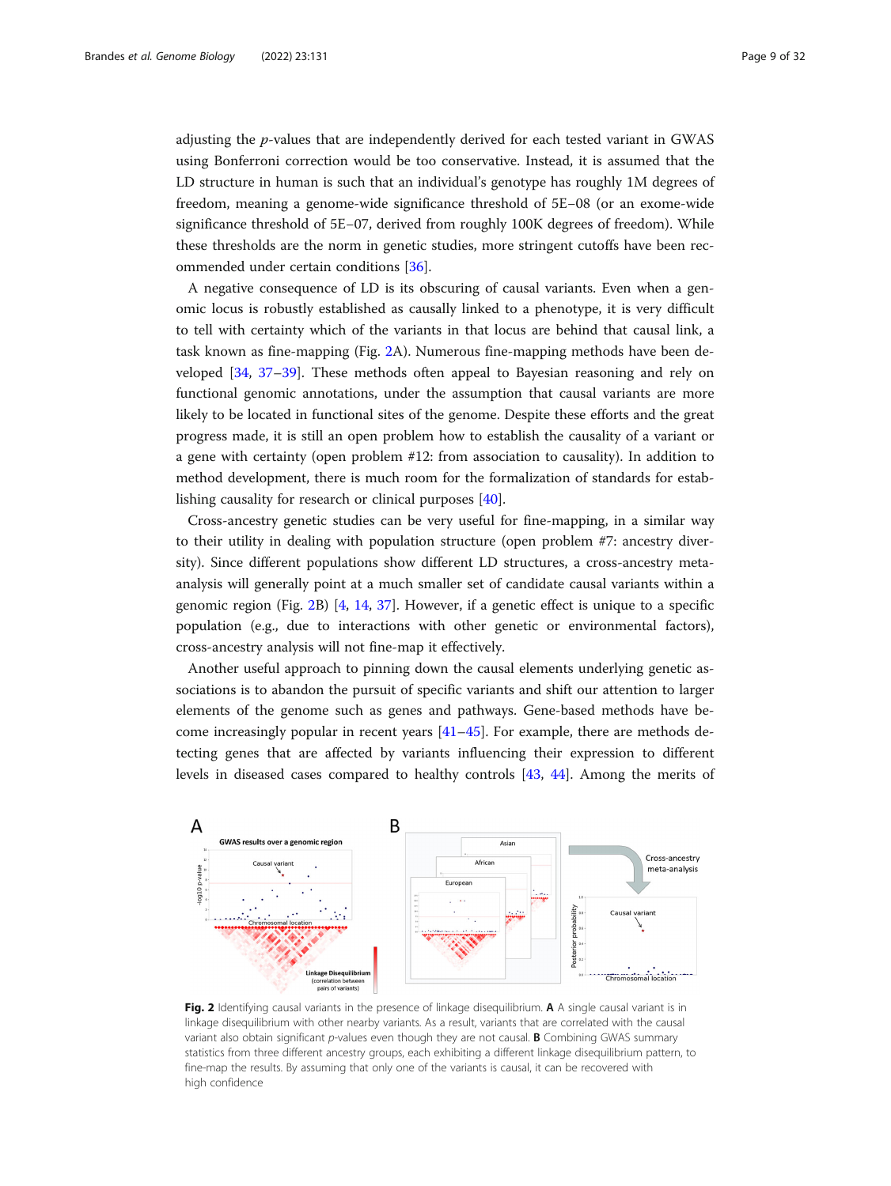adjusting the *p*-values that are independently derived for each tested variant in GWAS using Bonferroni correction would be too conservative. Instead, it is assumed that the LD structure in human is such that an individual's genotype has roughly 1M degrees of freedom, meaning a genome-wide significance threshold of 5E−08 (or an exome-wide significance threshold of 5E−07, derived from roughly 100K degrees of freedom). While these thresholds are the norm in genetic studies, more stringent cutoffs have been recommended under certain conditions [36].

A negative consequence of LD is its obscuring of causal variants. Even when a genomic locus is robustly established as causally linked to a phenotype, it is very difficult to tell with certainty which of the variants in that locus are behind that causal link, a task known as fine-mapping (Fig. 2A). Numerous fine-mapping methods have been developed [34, 37–39]. These methods often appeal to Bayesian reasoning and rely on functional genomic annotations, under the assumption that causal variants are more likely to be located in functional sites of the genome. Despite these efforts and the great progress made, it is still an open problem how to establish the causality of a variant or a gene with certainty (open problem #12: from association to causality). In addition to method development, there is much room for the formalization of standards for establishing causality for research or clinical purposes [40].

Cross-ancestry genetic studies can be very useful for fine-mapping, in a similar way to their utility in dealing with population structure (open problem #7: ancestry diversity). Since different populations show different LD structures, a cross-ancestry meta-analysis will generally point at a much smaller set of candidate causal variants within a genomic region (Fig. 2B) [4, 14, 37]. However, if a genetic effect is unique to a specific population (e.g., due to interactions with other genetic or environmental factors), cross-ancestry analysis will not fine-map it effectively.

Another useful approach to pinning down the causal elements underlying genetic associations is to abandon the pursuit of specific variants and shift our attention to larger elements of the genome such as genes and pathways. Gene-based methods have become increasingly popular in recent years [41–45]. For example, there are methods detecting genes that are affected by variants influencing their expression to different levels in diseased cases compared to healthy controls [43, 44]. Among the merits of

**Fig. 2** Identifying causal variants in the presence of linkage disequilibrium. **A** A single causal variant is in linkage disequilibrium with other nearby variants. As a result, variants that are correlated with the causal variant also obtain significant *p*-values even though they are not causal. **B** Combining GWAS summary statistics from three different ancestry groups, each exhibiting a different linkage disequilibrium pattern, to fine-map the results. By assuming that only one of the variants is causal, it can be recovered with high confidence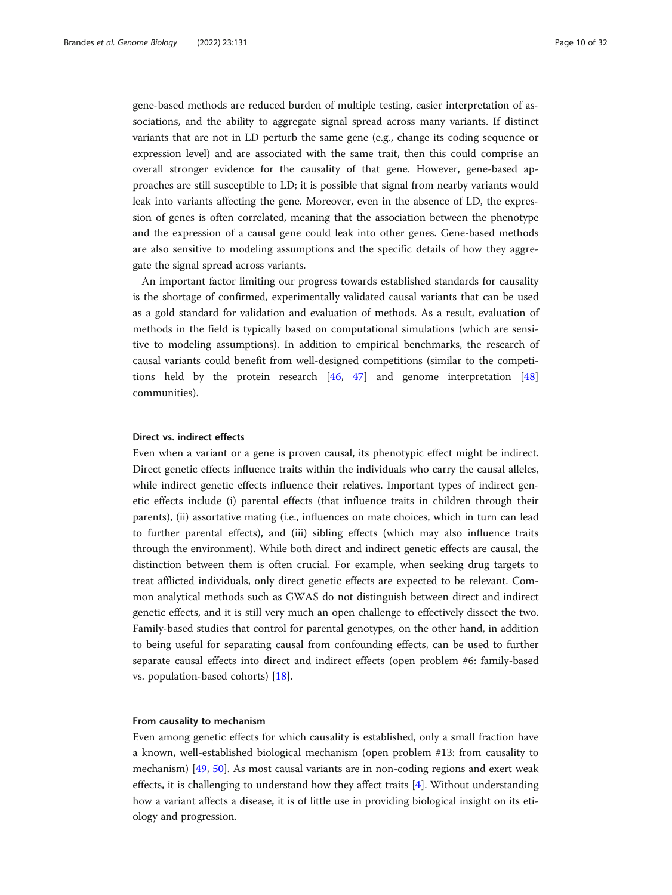gene-based methods are reduced burden of multiple testing, easier interpretation of associations, and the ability to aggregate signal spread across many variants. If distinct variants that are not in LD perturb the same gene (e.g., change its coding sequence or expression level) and are associated with the same trait, then this could comprise an overall stronger evidence for the causality of that gene. However, gene-based approaches are still susceptible to LD; it is possible that signal from nearby variants would leak into variants affecting the gene. Moreover, even in the absence of LD, the expression of genes is often correlated, meaning that the association between the phenotype and the expression of a causal gene could leak into other genes. Gene-based methods are also sensitive to modeling assumptions and the specific details of how they aggregate the signal spread across variants.

An important factor limiting our progress towards established standards for causality is the shortage of confirmed, experimentally validated causal variants that can be used as a gold standard for validation and evaluation of methods. As a result, evaluation of methods in the field is typically based on computational simulations (which are sensitive to modeling assumptions). In addition to empirical benchmarks, the research of causal variants could benefit from well-designed competitions (similar to the competitions held by the protein research [46, 47] and genome interpretation [48] communities).

### Direct vs. indirect effects

Even when a variant or a gene is proven causal, its phenotypic effect might be indirect. Direct genetic effects influence traits within the individuals who carry the causal alleles, while indirect genetic effects influence their relatives. Important types of indirect genetic effects include (i) parental effects (that influence traits in children through their parents), (ii) assortative mating (i.e., influences on mate choices, which in turn can lead to further parental effects), and (iii) sibling effects (which may also influence traits through the environment). While both direct and indirect genetic effects are causal, the distinction between them is often crucial. For example, when seeking drug targets to treat afflicted individuals, only direct genetic effects are expected to be relevant. Common analytical methods such as GWAS do not distinguish between direct and indirect genetic effects, and it is still very much an open challenge to effectively dissect the two. Family-based studies that control for parental genotypes, on the other hand, in addition to being useful for separating causal from confounding effects, can be used to further separate causal effects into direct and indirect effects (open problem #6: family-based vs. population-based cohorts) [18].

### From causality to mechanism

Even among genetic effects for which causality is established, only a small fraction have a known, well-established biological mechanism (open problem #13: from causality to mechanism) [49, 50]. As most causal variants are in non-coding regions and exert weak effects, it is challenging to understand how they affect traits [4]. Without understanding how a variant affects a disease, it is of little use in providing biological insight on its etiology and progression.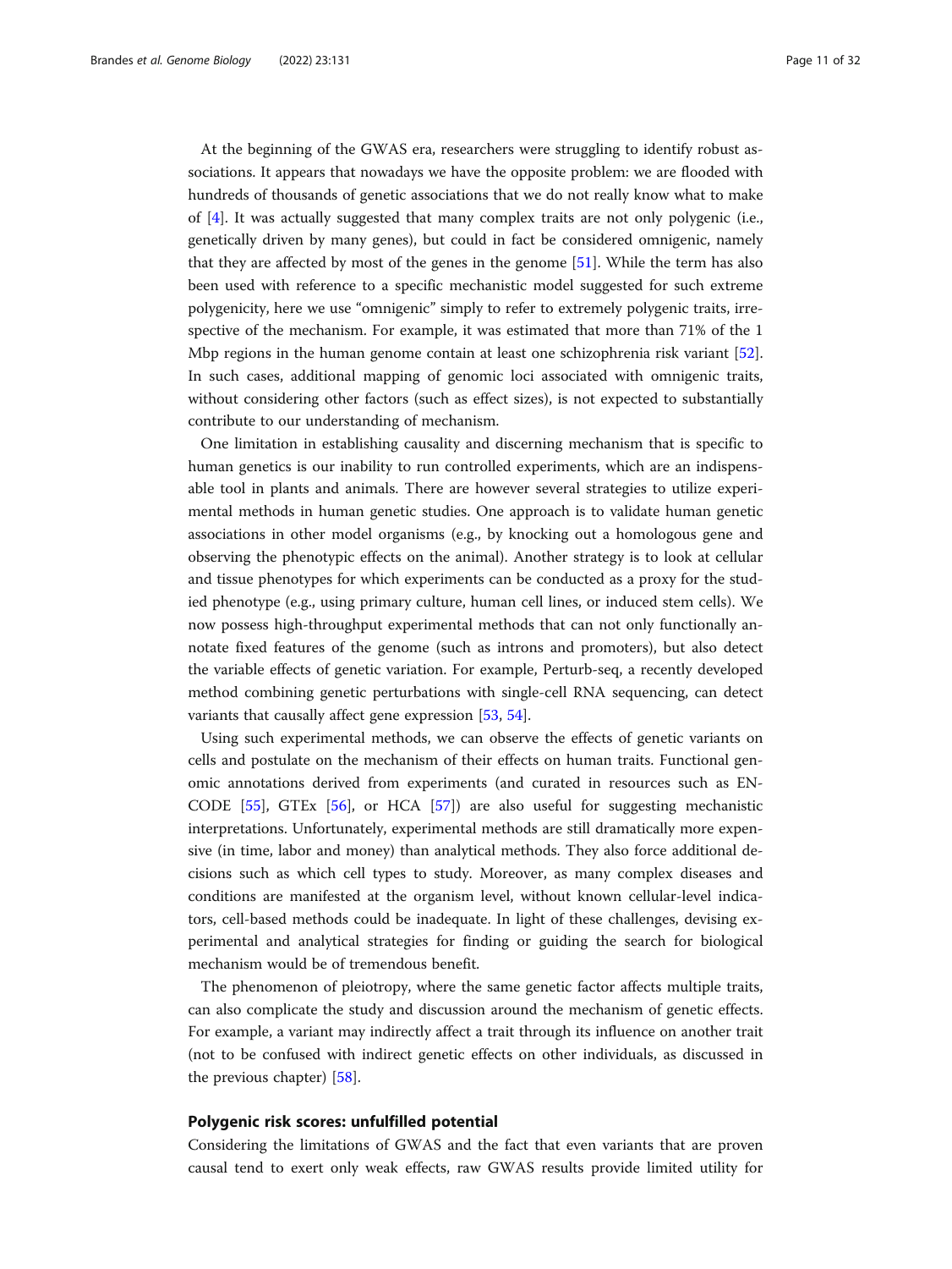At the beginning of the GWAS era, researchers were struggling to identify robust associations. It appears that nowadays we have the opposite problem: we are flooded with hundreds of thousands of genetic associations that we do not really know what to make of [4]. It was actually suggested that many complex traits are not only polygenic (i.e., genetically driven by many genes), but could in fact be considered omnigenic, namely that they are affected by most of the genes in the genome [51]. While the term has also been used with reference to a specific mechanistic model suggested for such extreme polygenicity, here we use "omnigenic" simply to refer to extremely polygenic traits, irrespective of the mechanism. For example, it was estimated that more than 71% of the 1 Mbp regions in the human genome contain at least one schizophrenia risk variant [52]. In such cases, additional mapping of genomic loci associated with omnigenic traits, without considering other factors (such as effect sizes), is not expected to substantially contribute to our understanding of mechanism.

One limitation in establishing causality and discerning mechanism that is specific to human genetics is our inability to run controlled experiments, which are an indispensable tool in plants and animals. There are however several strategies to utilize experimental methods in human genetic studies. One approach is to validate human genetic associations in other model organisms (e.g., by knocking out a homologous gene and observing the phenotypic effects on the animal). Another strategy is to look at cellular and tissue phenotypes for which experiments can be conducted as a proxy for the studied phenotype (e.g., using primary culture, human cell lines, or induced stem cells). We now possess high-throughput experimental methods that can not only functionally annotate fixed features of the genome (such as introns and promoters), but also detect the variable effects of genetic variation. For example, Perturb-seq, a recently developed method combining genetic perturbations with single-cell RNA sequencing, can detect variants that causally affect gene expression [53, 54].

Using such experimental methods, we can observe the effects of genetic variants on cells and postulate on the mechanism of their effects on human traits. Functional genomic annotations derived from experiments (and curated in resources such as ENCODE [55], GTEx [56], or HCA [57]) are also useful for suggesting mechanistic interpretations. Unfortunately, experimental methods are still dramatically more expensive (in time, labor and money) than analytical methods. They also force additional decisions such as which cell types to study. Moreover, as many complex diseases and conditions are manifested at the organism level, without known cellular-level indicators, cell-based methods could be inadequate. In light of these challenges, devising experimental and analytical strategies for finding or guiding the search for biological mechanism would be of tremendous benefit.

The phenomenon of pleiotropy, where the same genetic factor affects multiple traits, can also complicate the study and discussion around the mechanism of genetic effects. For example, a variant may indirectly affect a trait through its influence on another trait (not to be confused with indirect genetic effects on other individuals, as discussed in the previous chapter) [58].

### Polygenic risk scores: unfulfilled potential

Considering the limitations of GWAS and the fact that even variants that are proven causal tend to exert only weak effects, raw GWAS results provide limited utility for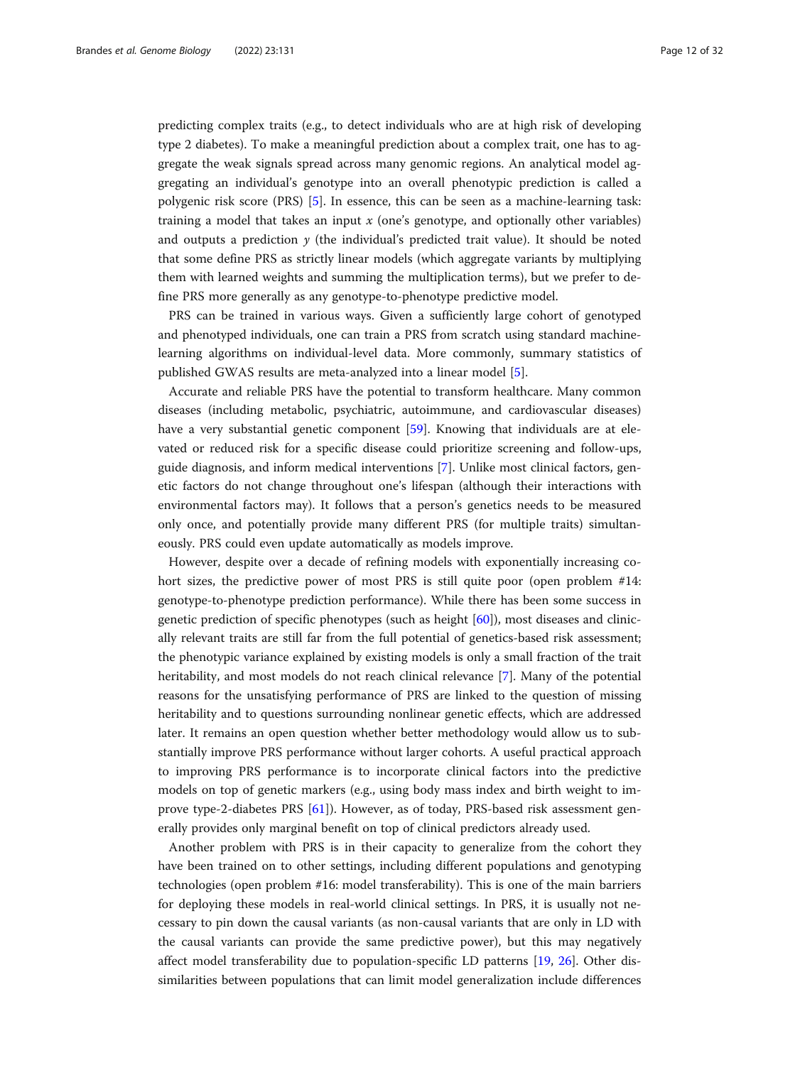predicting complex traits (e.g., to detect individuals who are at high risk of developing type 2 diabetes). To make a meaningful prediction about a complex trait, one has to aggregate the weak signals spread across many genomic regions. An analytical model aggregating an individual's genotype into an overall phenotypic prediction is called a polygenic risk score (PRS) [5]. In essence, this can be seen as a machine-learning task: training a model that takes an input $x$ (one's genotype, and optionally other variables) and outputs a prediction $y$ (the individual's predicted trait value). It should be noted that some define PRS as strictly linear models (which aggregate variants by multiplying them with learned weights and summing the multiplication terms), but we prefer to define PRS more generally as any genotype-to-phenotype predictive model.

PRS can be trained in various ways. Given a sufficiently large cohort of genotyped and phenotyped individuals, one can train a PRS from scratch using standard machine-learning algorithms on individual-level data. More commonly, summary statistics of published GWAS results are meta-analyzed into a linear model [5].

Accurate and reliable PRS have the potential to transform healthcare. Many common diseases (including metabolic, psychiatric, autoimmune, and cardiovascular diseases) have a very substantial genetic component [59]. Knowing that individuals are at elevated or reduced risk for a specific disease could prioritize screening and follow-ups, guide diagnosis, and inform medical interventions [7]. Unlike most clinical factors, genetic factors do not change throughout one's lifespan (although their interactions with environmental factors may). It follows that a person's genetics needs to be measured only once, and potentially provide many different PRS (for multiple traits) simultaneously. PRS could even update automatically as models improve.

However, despite over a decade of refining models with exponentially increasing cohort sizes, the predictive power of most PRS is still quite poor (open problem #14: genotype-to-phenotype prediction performance). While there has been some success in genetic prediction of specific phenotypes (such as height [60]), most diseases and clinically relevant traits are still far from the full potential of genetics-based risk assessment; the phenotypic variance explained by existing models is only a small fraction of the trait heritability, and most models do not reach clinical relevance [7]. Many of the potential reasons for the unsatisfying performance of PRS are linked to the question of missing heritability and to questions surrounding nonlinear genetic effects, which are addressed later. It remains an open question whether better methodology would allow us to substantially improve PRS performance without larger cohorts. A useful practical approach to improving PRS performance is to incorporate clinical factors into the predictive models on top of genetic markers (e.g., using body mass index and birth weight to improve type-2-diabetes PRS [61]). However, as of today, PRS-based risk assessment generally provides only marginal benefit on top of clinical predictors already used.

Another problem with PRS is in their capacity to generalize from the cohort they have been trained on to other settings, including different populations and genotyping technologies (open problem #16: model transferability). This is one of the main barriers for deploying these models in real-world clinical settings. In PRS, it is usually not necessary to pin down the causal variants (as non-causal variants that are only in LD with the causal variants can provide the same predictive power), but this may negatively affect model transferability due to population-specific LD patterns [19, 26]. Other dissimilarities between populations that can limit model generalization include differences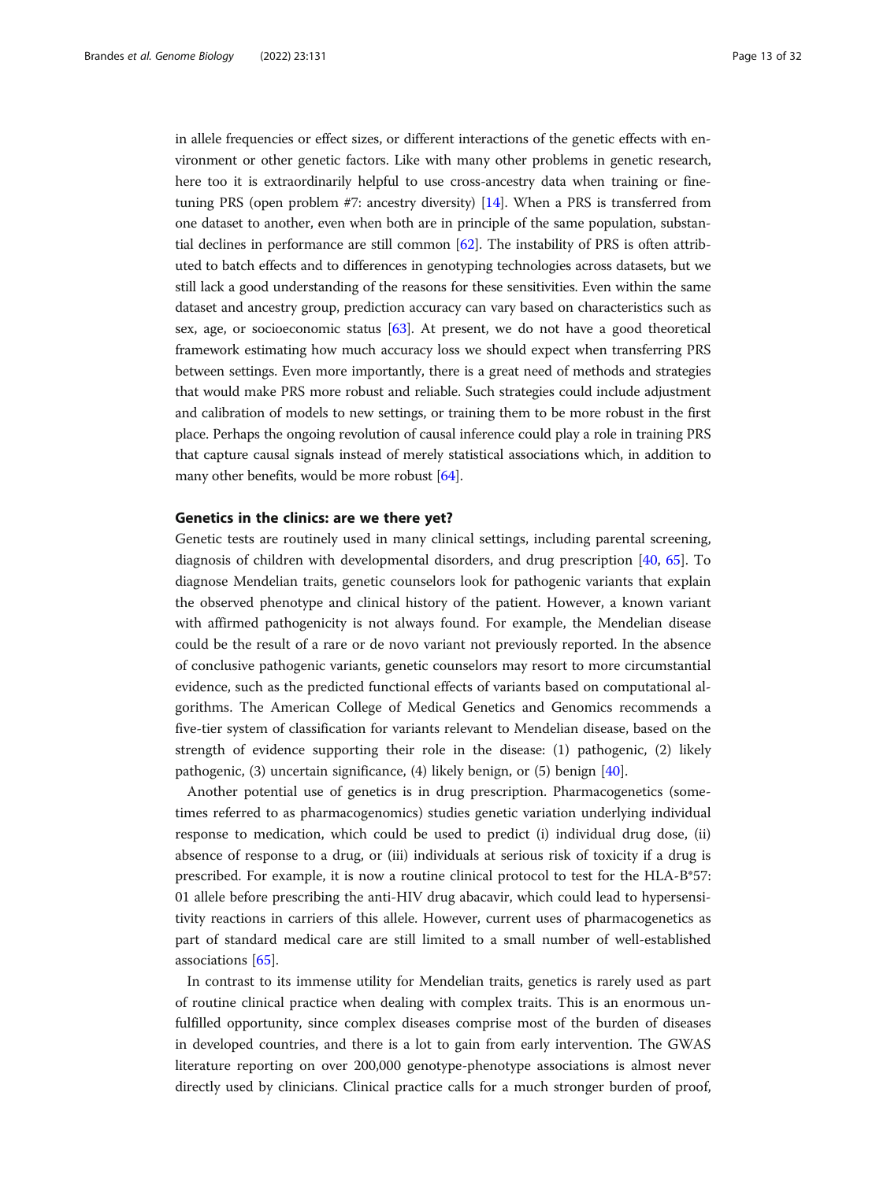in allele frequencies or effect sizes, or different interactions of the genetic effects with environment or other genetic factors. Like with many other problems in genetic research, here too it is extraordinarily helpful to use cross-ancestry data when training or fine-tuning PRS (open problem #7: ancestry diversity) [14]. When a PRS is transferred from one dataset to another, even when both are in principle of the same population, substantial declines in performance are still common [62]. The instability of PRS is often attributed to batch effects and to differences in genotyping technologies across datasets, but we still lack a good understanding of the reasons for these sensitivities. Even within the same dataset and ancestry group, prediction accuracy can vary based on characteristics such as sex, age, or socioeconomic status [63]. At present, we do not have a good theoretical framework estimating how much accuracy loss we should expect when transferring PRS between settings. Even more importantly, there is a great need of methods and strategies that would make PRS more robust and reliable. Such strategies could include adjustment and calibration of models to new settings, or training them to be more robust in the first place. Perhaps the ongoing revolution of causal inference could play a role in training PRS that capture causal signals instead of merely statistical associations which, in addition to many other benefits, would be more robust [64].

## Genetics in the clinics: are we there yet?

Genetic tests are routinely used in many clinical settings, including parental screening, diagnosis of children with developmental disorders, and drug prescription [40, 65]. To diagnose Mendelian traits, genetic counselors look for pathogenic variants that explain the observed phenotype and clinical history of the patient. However, a known variant with affirmed pathogenicity is not always found. For example, the Mendelian disease could be the result of a rare or de novo variant not previously reported. In the absence of conclusive pathogenic variants, genetic counselors may resort to more circumstantial evidence, such as the predicted functional effects of variants based on computational algorithms. The American College of Medical Genetics and Genomics recommends a five-tier system of classification for variants relevant to Mendelian disease, based on the strength of evidence supporting their role in the disease: (1) pathogenic, (2) likely pathogenic, (3) uncertain significance, (4) likely benign, or (5) benign [40].

Another potential use of genetics is in drug prescription. Pharmacogenetics (sometimes referred to as pharmacogenomics) studies genetic variation underlying individual response to medication, which could be used to predict (i) individual drug dose, (ii) absence of response to a drug, or (iii) individuals at serious risk of toxicity if a drug is prescribed. For example, it is now a routine clinical protocol to test for the HLA-B*57:01 allele before prescribing the anti-HIV drug abacavir, which could lead to hypersensitivity reactions in carriers of this allele. However, current uses of pharmacogenetics as part of standard medical care are still limited to a small number of well-established associations [65].

In contrast to its immense utility for Mendelian traits, genetics is rarely used as part of routine clinical practice when dealing with complex traits. This is an enormous unfulfilled opportunity, since complex diseases comprise most of the burden of diseases in developed countries, and there is a lot to gain from early intervention. The GWAS literature reporting on over 200,000 genotype-phenotype associations is almost never directly used by clinicians. Clinical practice calls for a much stronger burden of proof,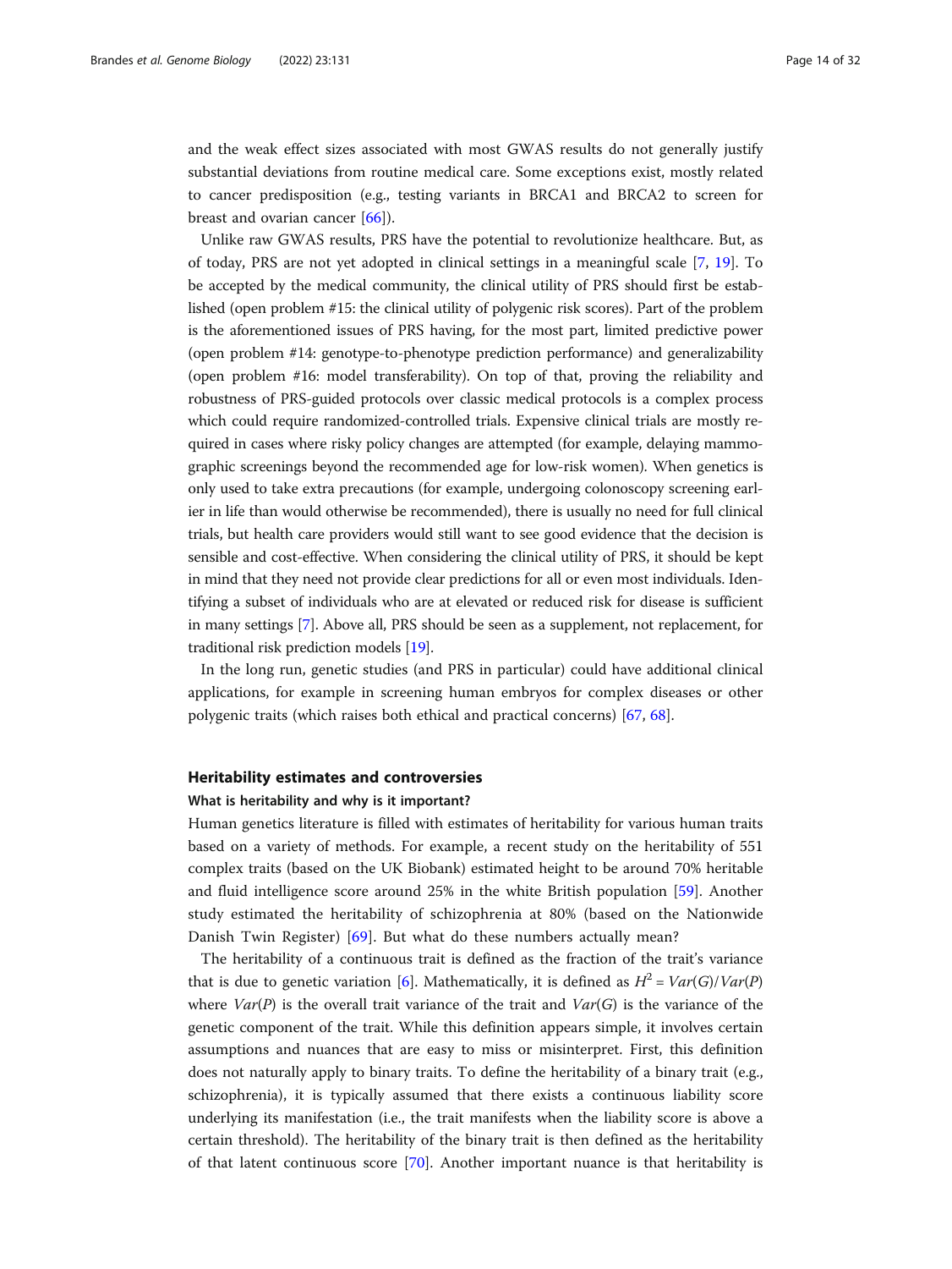and the weak effect sizes associated with most GWAS results do not generally justify substantial deviations from routine medical care. Some exceptions exist, mostly related to cancer predisposition (e.g., testing variants in BRCA1 and BRCA2 to screen for breast and ovarian cancer [66]).

Unlike raw GWAS results, PRS have the potential to revolutionize healthcare. But, as of today, PRS are not yet adopted in clinical settings in a meaningful scale [7, 19]. To be accepted by the medical community, the clinical utility of PRS should first be established (open problem #15: the clinical utility of polygenic risk scores). Part of the problem is the aforementioned issues of PRS having, for the most part, limited predictive power (open problem #14: genotype-to-phenotype prediction performance) and generalizability (open problem #16: model transferability). On top of that, proving the reliability and robustness of PRS-guided protocols over classic medical protocols is a complex process which could require randomized-controlled trials. Expensive clinical trials are mostly required in cases where risky policy changes are attempted (for example, delaying mammographic screenings beyond the recommended age for low-risk women). When genetics is only used to take extra precautions (for example, undergoing colonoscopy screening earlier in life than would otherwise be recommended), there is usually no need for full clinical trials, but health care providers would still want to see good evidence that the decision is sensible and cost-effective. When considering the clinical utility of PRS, it should be kept in mind that they need not provide clear predictions for all or even most individuals. Identifying a subset of individuals who are at elevated or reduced risk for disease is sufficient in many settings [7]. Above all, PRS should be seen as a supplement, not replacement, for traditional risk prediction models [19].

In the long run, genetic studies (and PRS in particular) could have additional clinical applications, for example in screening human embryos for complex diseases or other polygenic traits (which raises both ethical and practical concerns) [67, 68].

## Heritability estimates and controversies

### What is heritability and why is it important?

Human genetics literature is filled with estimates of heritability for various human traits based on a variety of methods. For example, a recent study on the heritability of 551 complex traits (based on the UK Biobank) estimated height to be around 70% heritable and fluid intelligence score around 25% in the white British population [59]. Another study estimated the heritability of schizophrenia at 80% (based on the Nationwide Danish Twin Register) [69]. But what do these numbers actually mean?

The heritability of a continuous trait is defined as the fraction of the trait's variance that is due to genetic variation [6]. Mathematically, it is defined as $H^2 = Var(G)/Var(P)$ where $Var(P)$ is the overall trait variance of the trait and $Var(G)$ is the variance of the genetic component of the trait. While this definition appears simple, it involves certain assumptions and nuances that are easy to miss or misinterpret. First, this definition does not naturally apply to binary traits. To define the heritability of a binary trait (e.g., schizophrenia), it is typically assumed that there exists a continuous liability score underlying its manifestation (i.e., the trait manifests when the liability score is above a certain threshold). The heritability of the binary trait is then defined as the heritability of that latent continuous score [70]. Another important nuance is that heritability is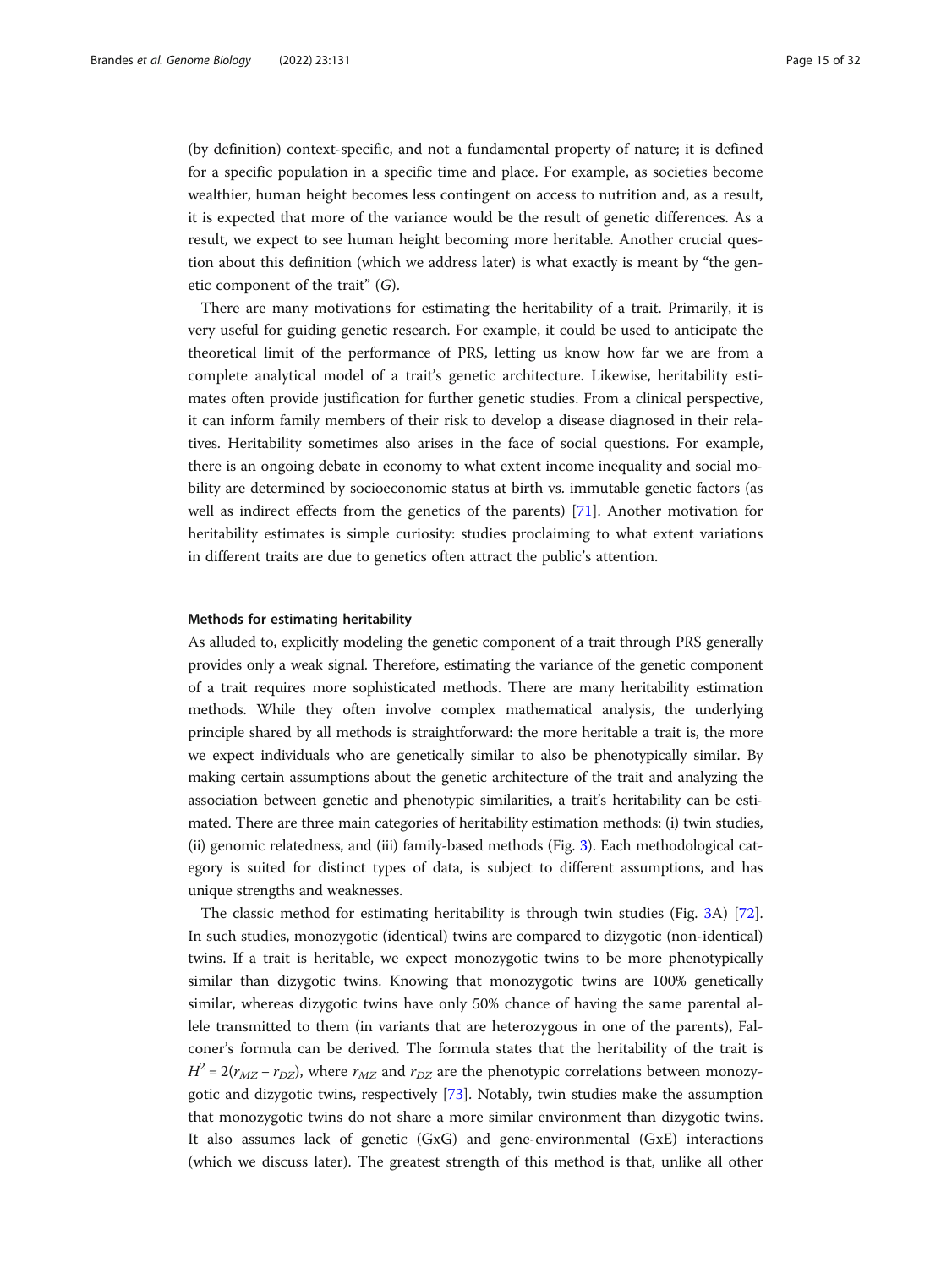(by definition) context-specific, and not a fundamental property of nature; it is defined for a specific population in a specific time and place. For example, as societies become wealthier, human height becomes less contingent on access to nutrition and, as a result, it is expected that more of the variance would be the result of genetic differences. As a result, we expect to see human height becoming more heritable. Another crucial question about this definition (which we address later) is what exactly is meant by "the genetic component of the trait" ($G$).

There are many motivations for estimating the heritability of a trait. Primarily, it is very useful for guiding genetic research. For example, it could be used to anticipate the theoretical limit of the performance of PRS, letting us know how far we are from a complete analytical model of a trait's genetic architecture. Likewise, heritability estimates often provide justification for further genetic studies. From a clinical perspective, it can inform family members of their risk to develop a disease diagnosed in their relatives. Heritability sometimes also arises in the face of social questions. For example, there is an ongoing debate in economy to what extent income inequality and social mobility are determined by socioeconomic status at birth vs. immutable genetic factors (as well as indirect effects from the genetics of the parents) [71]. Another motivation for heritability estimates is simple curiosity: studies proclaiming to what extent variations in different traits are due to genetics often attract the public's attention.

#### Methods for estimating heritability

As alluded to, explicitly modeling the genetic component of a trait through PRS generally provides only a weak signal. Therefore, estimating the variance of the genetic component of a trait requires more sophisticated methods. There are many heritability estimation methods. While they often involve complex mathematical analysis, the underlying principle shared by all methods is straightforward: the more heritable a trait is, the more we expect individuals who are genetically similar to also be phenotypically similar. By making certain assumptions about the genetic architecture of the trait and analyzing the association between genetic and phenotypic similarities, a trait's heritability can be estimated. There are three main categories of heritability estimation methods: (i) twin studies, (ii) genomic relatedness, and (iii) family-based methods (Fig. 3). Each methodological category is suited for distinct types of data, is subject to different assumptions, and has unique strengths and weaknesses.

The classic method for estimating heritability is through twin studies (Fig. 3A) [72]. In such studies, monozygotic (identical) twins are compared to dizygotic (non-identical) twins. If a trait is heritable, we expect monozygotic twins to be more phenotypically similar than dizygotic twins. Knowing that monozygotic twins are 100% genetically similar, whereas dizygotic twins have only 50% chance of having the same parental allele transmitted to them (in variants that are heterozygous in one of the parents), Falconer's formula can be derived. The formula states that the heritability of the trait is $H^2 = 2(r_{MZ} - r_{DZ})$, where $r_{MZ}$ and $r_{DZ}$ are the phenotypic correlations between monozygotic and dizygotic twins, respectively [73]. Notably, twin studies make the assumption that monozygotic twins do not share a more similar environment than dizygotic twins. It also assumes lack of genetic (GxG) and gene-environmental (GxE) interactions (which we discuss later). The greatest strength of this method is that, unlike all other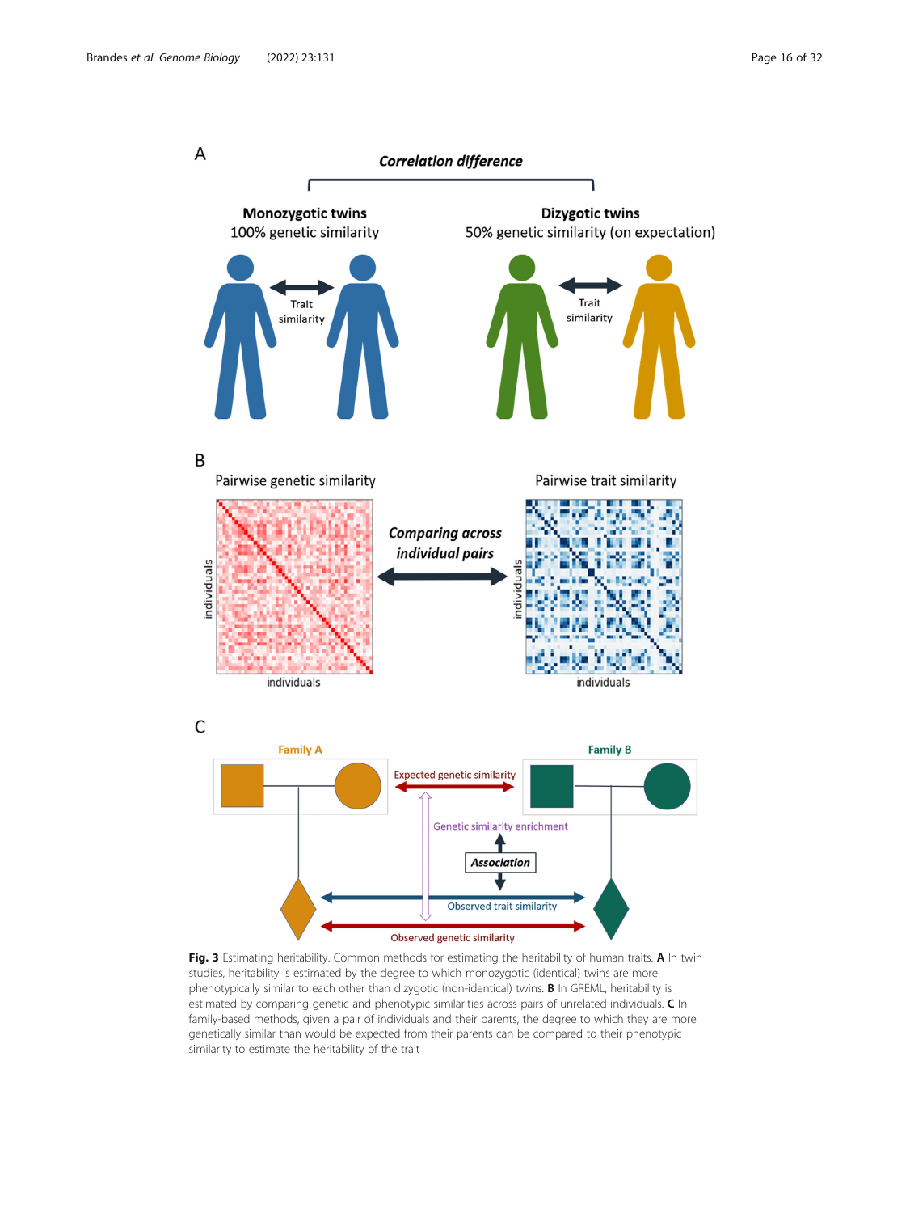**Fig. 3** Estimating heritability. Common methods for estimating the heritability of human traits. **A** In twin studies, heritability is estimated by the degree to which monozygotic (identical) twins are more phenotypically similar to each other than dizygotic (non-identical) twins. **B** In GREML, heritability is estimated by comparing genetic and phenotypic similarities across pairs of unrelated individuals. **C** In family-based methods, given a pair of individuals and their parents, the degree to which they are more genetically similar than would be expected from their parents can be compared to their phenotypic similarity to estimate the heritability of the trait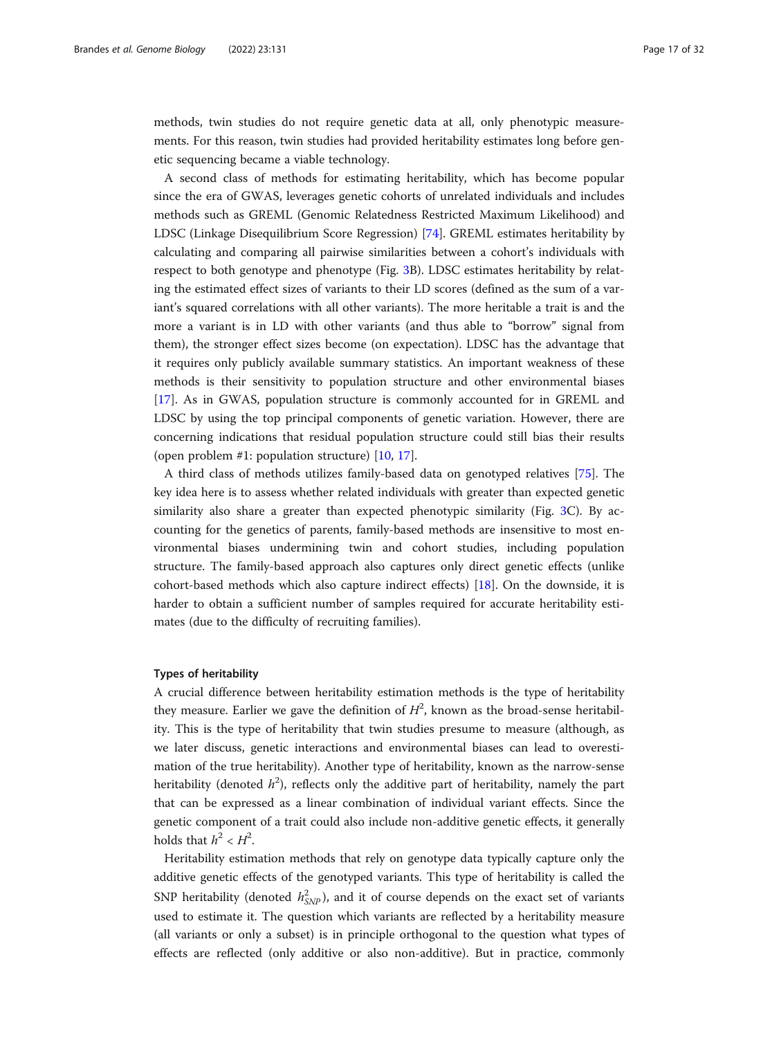methods, twin studies do not require genetic data at all, only phenotypic measurements. For this reason, twin studies had provided heritability estimates long before genetic sequencing became a viable technology.

A second class of methods for estimating heritability, which has become popular since the era of GWAS, leverages genetic cohorts of unrelated individuals and includes methods such as GREML (Genomic Relatedness Restricted Maximum Likelihood) and LDSC (Linkage Disequilibrium Score Regression) [74]. GREML estimates heritability by calculating and comparing all pairwise similarities between a cohort's individuals with respect to both genotype and phenotype (Fig. 3B). LDSC estimates heritability by relating the estimated effect sizes of variants to their LD scores (defined as the sum of a variant's squared correlations with all other variants). The more heritable a trait is and the more a variant is in LD with other variants (and thus able to "borrow" signal from them), the stronger effect sizes become (on expectation). LDSC has the advantage that it requires only publicly available summary statistics. An important weakness of these methods is their sensitivity to population structure and other environmental biases [17]. As in GWAS, population structure is commonly accounted for in GREML and LDSC by using the top principal components of genetic variation. However, there are concerning indications that residual population structure could still bias their results (open problem #1: population structure) [10, 17].

A third class of methods utilizes family-based data on genotyped relatives [75]. The key idea here is to assess whether related individuals with greater than expected genetic similarity also share a greater than expected phenotypic similarity (Fig. 3C). By accounting for the genetics of parents, family-based methods are insensitive to most environmental biases undermining twin and cohort studies, including population structure. The family-based approach also captures only direct genetic effects (unlike cohort-based methods which also capture indirect effects) [18]. On the downside, it is harder to obtain a sufficient number of samples required for accurate heritability estimates (due to the difficulty of recruiting families).

### Types of heritability

A crucial difference between heritability estimation methods is the type of heritability they measure. Earlier we gave the definition of $H^2$, known as the broad-sense heritability. This is the type of heritability that twin studies presume to measure (although, as we later discuss, genetic interactions and environmental biases can lead to overestimation of the true heritability). Another type of heritability, known as the narrow-sense heritability (denoted $h^2$), reflects only the additive part of heritability, namely the part that can be expressed as a linear combination of individual variant effects. Since the genetic component of a trait could also include non-additive genetic effects, it generally holds that $h^2 < H^2$.

Heritability estimation methods that rely on genotype data typically capture only the additive genetic effects of the genotyped variants. This type of heritability is called the SNP heritability (denoted $h^2_{SNP}$), and it of course depends on the exact set of variants used to estimate it. The question which variants are reflected by a heritability measure (all variants or only a subset) is in principle orthogonal to the question what types of effects are reflected (only additive or also non-additive). But in practice, commonly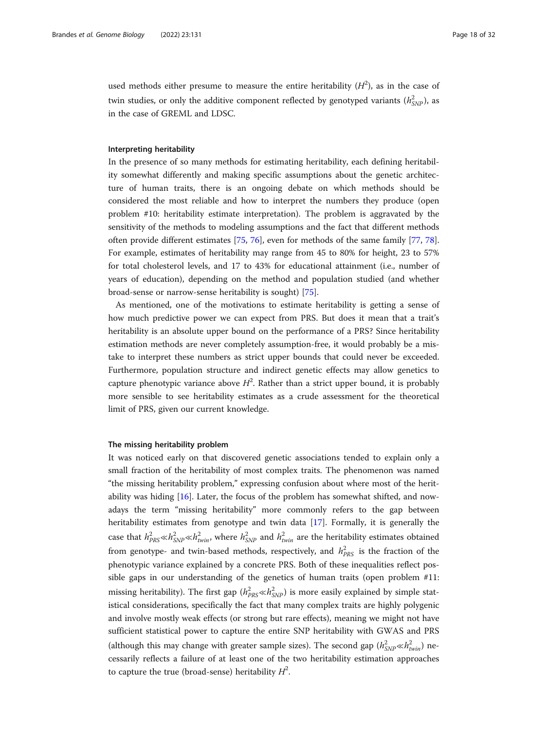used methods either presume to measure the entire heritability ($H^2$), as in the case of twin studies, or only the additive component reflected by genotyped variants ($h^2_{SNP}$), as in the case of GREML and LDSC.

### Interpreting heritability

In the presence of so many methods for estimating heritability, each defining heritability somewhat differently and making specific assumptions about the genetic architecture of human traits, there is an ongoing debate on which methods should be considered the most reliable and how to interpret the numbers they produce (open problem #10: heritability estimate interpretation). The problem is aggravated by the sensitivity of the methods to modeling assumptions and the fact that different methods often provide different estimates [75, 76], even for methods of the same family [77, 78]. For example, estimates of heritability may range from 45 to 80% for height, 23 to 57% for total cholesterol levels, and 17 to 43% for educational attainment (i.e., number of years of education), depending on the method and population studied (and whether broad-sense or narrow-sense heritability is sought) [75].

As mentioned, one of the motivations to estimate heritability is getting a sense of how much predictive power we can expect from PRS. But does it mean that a trait's heritability is an absolute upper bound on the performance of a PRS? Since heritability estimation methods are never completely assumption-free, it would probably be a mistake to interpret these numbers as strict upper bounds that could never be exceeded. Furthermore, population structure and indirect genetic effects may allow genetics to capture phenotypic variance above $H^2$. Rather than a strict upper bound, it is probably more sensible to see heritability estimates as a crude assessment for the theoretical limit of PRS, given our current knowledge.

### The missing heritability problem

It was noticed early on that discovered genetic associations tended to explain only a small fraction of the heritability of most complex traits. The phenomenon was named "the missing heritability problem," expressing confusion about where most of the heritability was hiding [16]. Later, the focus of the problem has somewhat shifted, and nowadays the term "missing heritability" more commonly refers to the gap between heritability estimates from genotype and twin data [17]. Formally, it is generally the case that $h^2_{PRS} \ll h^2_{SNP} \ll h^2_{twin}$, where $h^2_{SNP}$ and $h^2_{twin}$ are the heritability estimates obtained from genotype- and twin-based methods, respectively, and $h^2_{PRS}$ is the fraction of the phenotypic variance explained by a concrete PRS. Both of these inequalities reflect possible gaps in our understanding of the genetics of human traits (open problem #11: missing heritability). The first gap ($h^2_{PRS} \ll h^2_{SNP}$) is more easily explained by simple statistical considerations, specifically the fact that many complex traits are highly polygenic and involve mostly weak effects (or strong but rare effects), meaning we might not have sufficient statistical power to capture the entire SNP heritability with GWAS and PRS (although this may change with greater sample sizes). The second gap ($h^2_{SNP} \ll h^2_{twin}$) necessarily reflects a failure of at least one of the two heritability estimation approaches to capture the true (broad-sense) heritability $H^2$.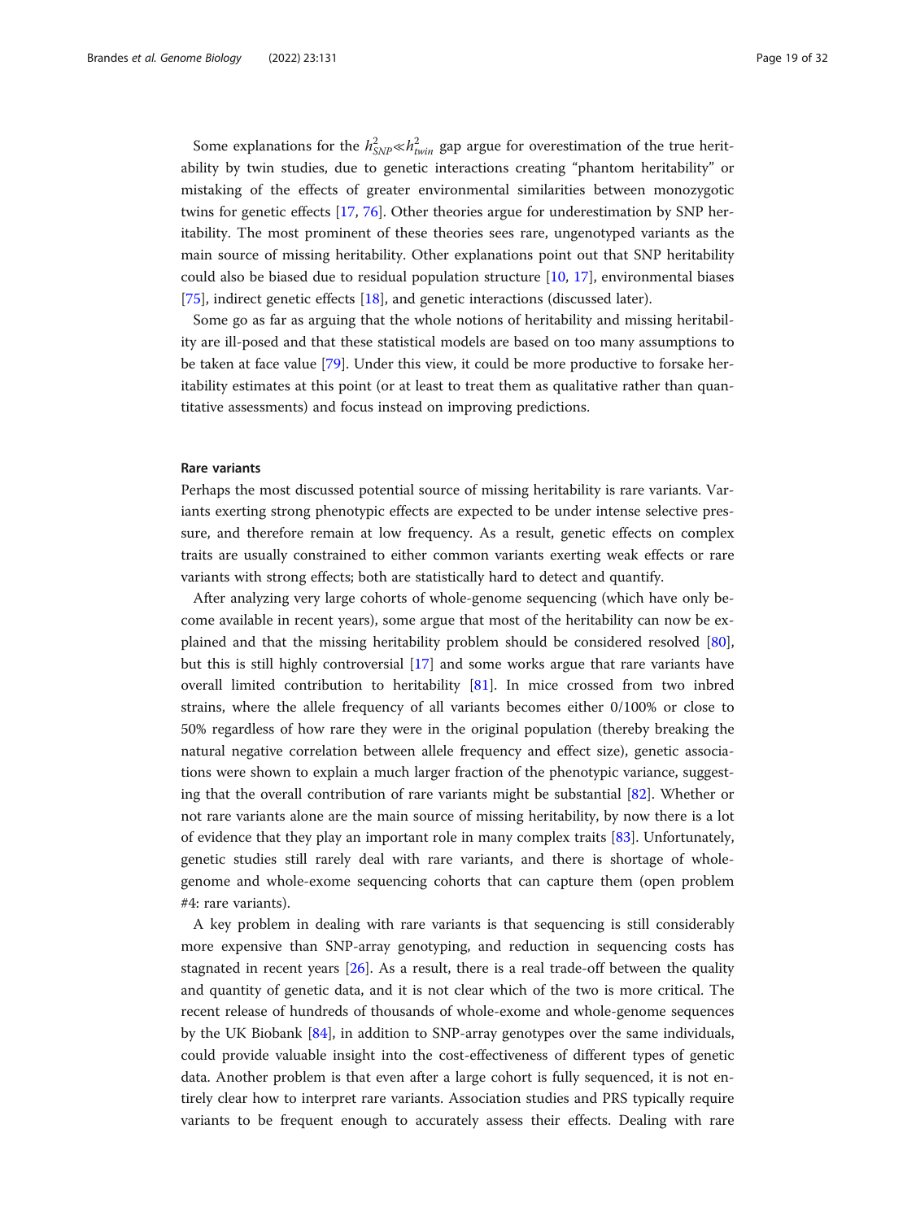Some explanations for the $h^2_{SNP} \ll h^2_{twin}$ gap argue for overestimation of the true heritability by twin studies, due to genetic interactions creating "phantom heritability" or mistaking of the effects of greater environmental similarities between monozygotic twins for genetic effects [17, 76]. Other theories argue for underestimation by SNP heritability. The most prominent of these theories sees rare, ungenotyped variants as the main source of missing heritability. Other explanations point out that SNP heritability could also be biased due to residual population structure [10, 17], environmental biases [75], indirect genetic effects [18], and genetic interactions (discussed later).

Some go as far as arguing that the whole notions of heritability and missing heritability are ill-posed and that these statistical models are based on too many assumptions to be taken at face value [79]. Under this view, it could be more productive to forsake heritability estimates at this point (or at least to treat them as qualitative rather than quantitative assessments) and focus instead on improving predictions.

#### Rare variants

Perhaps the most discussed potential source of missing heritability is rare variants. Variants exerting strong phenotypic effects are expected to be under intense selective pressure, and therefore remain at low frequency. As a result, genetic effects on complex traits are usually constrained to either common variants exerting weak effects or rare variants with strong effects; both are statistically hard to detect and quantify.

After analyzing very large cohorts of whole-genome sequencing (which have only become available in recent years), some argue that most of the heritability can now be explained and that the missing heritability problem should be considered resolved [80], but this is still highly controversial [17] and some works argue that rare variants have overall limited contribution to heritability [81]. In mice crossed from two inbred strains, where the allele frequency of all variants becomes either 0/100% or close to 50% regardless of how rare they were in the original population (thereby breaking the natural negative correlation between allele frequency and effect size), genetic associations were shown to explain a much larger fraction of the phenotypic variance, suggesting that the overall contribution of rare variants might be substantial [82]. Whether or not rare variants alone are the main source of missing heritability, by now there is a lot of evidence that they play an important role in many complex traits [83]. Unfortunately, genetic studies still rarely deal with rare variants, and there is shortage of whole-genome and whole-exome sequencing cohorts that can capture them (open problem #4: rare variants).

A key problem in dealing with rare variants is that sequencing is still considerably more expensive than SNP-array genotyping, and reduction in sequencing costs has stagnated in recent years [26]. As a result, there is a real trade-off between the quality and quantity of genetic data, and it is not clear which of the two is more critical. The recent release of hundreds of thousands of whole-exome and whole-genome sequences by the UK Biobank [84], in addition to SNP-array genotypes over the same individuals, could provide valuable insight into the cost-effectiveness of different types of genetic data. Another problem is that even after a large cohort is fully sequenced, it is not entirely clear how to interpret rare variants. Association studies and PRS typically require variants to be frequent enough to accurately assess their effects. Dealing with rare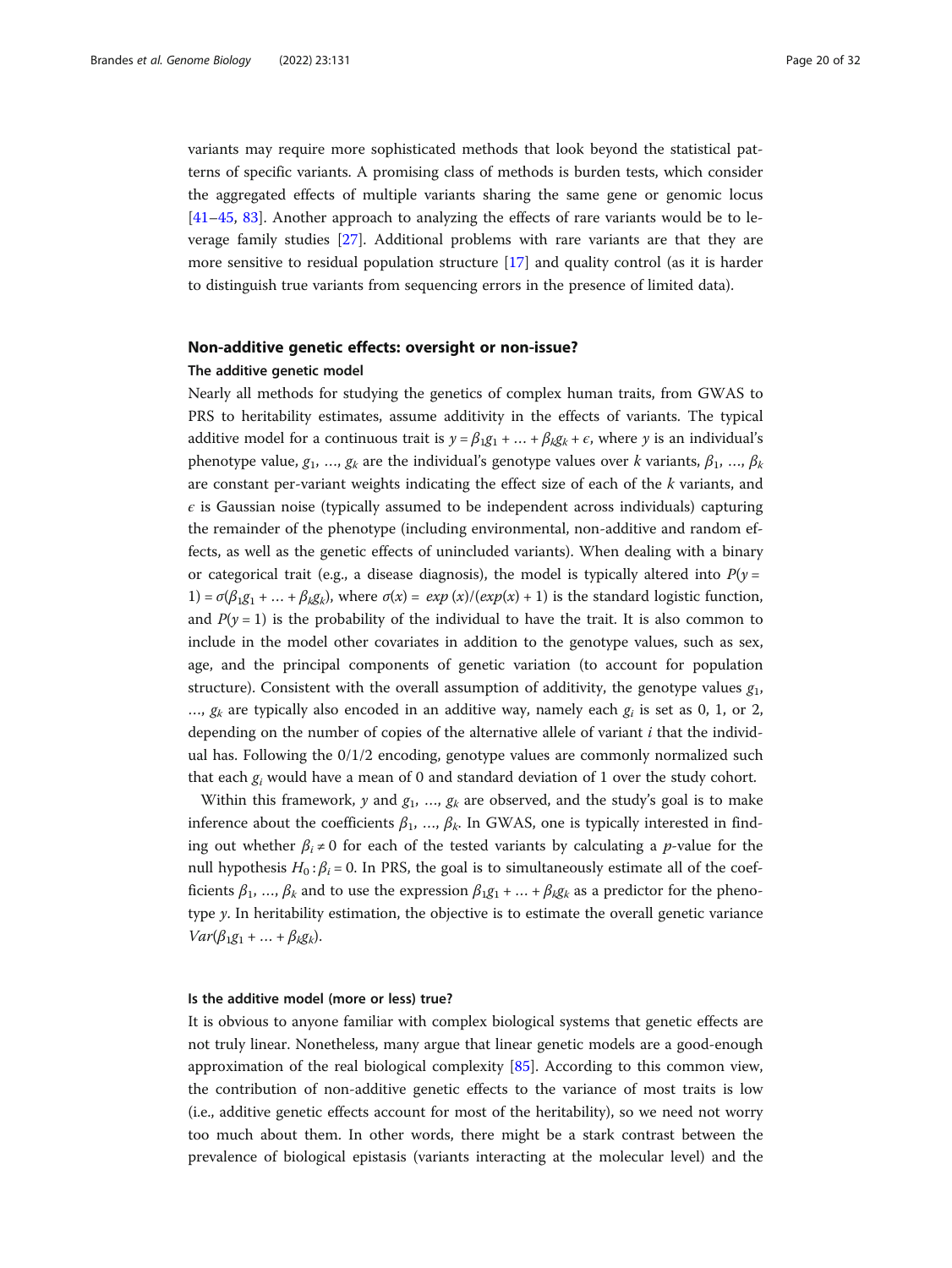variants may require more sophisticated methods that look beyond the statistical patterns of specific variants. A promising class of methods is burden tests, which consider the aggregated effects of multiple variants sharing the same gene or genomic locus [41–45, 83]. Another approach to analyzing the effects of rare variants would be to leverage family studies [27]. Additional problems with rare variants are that they are more sensitive to residual population structure [17] and quality control (as it is harder to distinguish true variants from sequencing errors in the presence of limited data).

## Non-additive genetic effects: oversight or non-issue?

### The additive genetic model

Nearly all methods for studying the genetics of complex human traits, from GWAS to PRS to heritability estimates, assume additivity in the effects of variants. The typical additive model for a continuous trait is $y = \beta_1 g_1 + \ldots + \beta_k g_k + \epsilon$, where $y$ is an individual's phenotype value, $g_1, \ldots, g_k$ are the individual's genotype values over $k$ variants, $\beta_1, \ldots, \beta_k$ are constant per-variant weights indicating the effect size of each of the $k$ variants, and $\epsilon$ is Gaussian noise (typically assumed to be independent across individuals) capturing the remainder of the phenotype (including environmental, non-additive and random effects, as well as the genetic effects of unincluded variants). When dealing with a binary or categorical trait (e.g., a disease diagnosis), the model is typically altered into $P(y = 1) = \sigma(\beta_1 g_1 + \ldots + \beta_k g_k)$, where $\sigma(x) = exp(x)/(exp(x) + 1)$ is the standard logistic function, and $P(y = 1)$ is the probability of the individual to have the trait. It is also common to include in the model other covariates in addition to the genotype values, such as sex, age, and the principal components of genetic variation (to account for population structure). Consistent with the overall assumption of additivity, the genotype values $g_1, \ldots, g_k$ are typically also encoded in an additive way, namely each $g_i$ is set as 0, 1, or 2, depending on the number of copies of the alternative allele of variant $i$ that the individual has. Following the 0/1/2 encoding, genotype values are commonly normalized such that each $g_i$ would have a mean of 0 and standard deviation of 1 over the study cohort.

Within this framework, $y$ and $g_1, \ldots, g_k$ are observed, and the study's goal is to make inference about the coefficients $\beta_1, \ldots, \beta_k$. In GWAS, one is typically interested in finding out whether $\beta_i \neq 0$ for each of the tested variants by calculating a $p$-value for the null hypothesis $H_0 : \beta_i = 0$. In PRS, the goal is to simultaneously estimate all of the coefficients $\beta_1, \ldots, \beta_k$ and to use the expression $\beta_1 g_1 + \ldots + \beta_k g_k$ as a predictor for the phenotype $y$. In heritability estimation, the objective is to estimate the overall genetic variance $Var(\beta_1 g_1 + \ldots + \beta_k g_k)$.

### Is the additive model (more or less) true?

It is obvious to anyone familiar with complex biological systems that genetic effects are not truly linear. Nonetheless, many argue that linear genetic models are a good-enough approximation of the real biological complexity [85]. According to this common view, the contribution of non-additive genetic effects to the variance of most traits is low (i.e., additive genetic effects account for most of the heritability), so we need not worry too much about them. In other words, there might be a stark contrast between the prevalence of biological epistasis (variants interacting at the molecular level) and the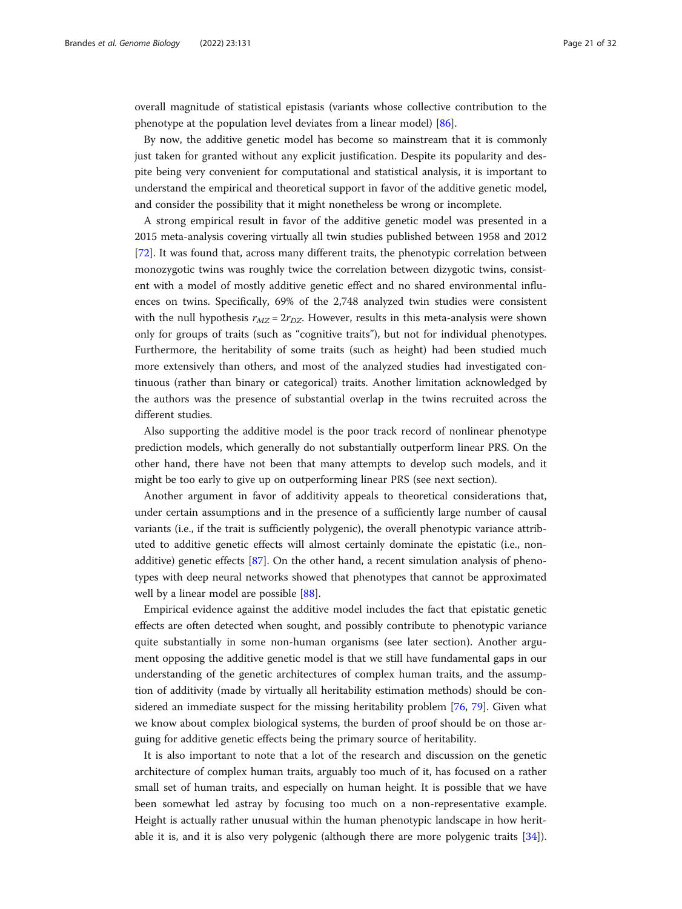overall magnitude of statistical epistasis (variants whose collective contribution to the phenotype at the population level deviates from a linear model) [86].

By now, the additive genetic model has become so mainstream that it is commonly just taken for granted without any explicit justification. Despite its popularity and despite being very convenient for computational and statistical analysis, it is important to understand the empirical and theoretical support in favor of the additive genetic model, and consider the possibility that it might nonetheless be wrong or incomplete.

A strong empirical result in favor of the additive genetic model was presented in a 2015 meta-analysis covering virtually all twin studies published between 1958 and 2012 [72]. It was found that, across many different traits, the phenotypic correlation between monozygotic twins was roughly twice the correlation between dizygotic twins, consistent with a model of mostly additive genetic effect and no shared environmental influences on twins. Specifically, 69% of the 2,748 analyzed twin studies were consistent with the null hypothesis $r_{MZ} = 2r_{DZ}$. However, results in this meta-analysis were shown only for groups of traits (such as "cognitive traits"), but not for individual phenotypes. Furthermore, the heritability of some traits (such as height) had been studied much more extensively than others, and most of the analyzed studies had investigated continuous (rather than binary or categorical) traits. Another limitation acknowledged by the authors was the presence of substantial overlap in the twins recruited across the different studies.

Also supporting the additive model is the poor track record of nonlinear phenotype prediction models, which generally do not substantially outperform linear PRS. On the other hand, there have not been that many attempts to develop such models, and it might be too early to give up on outperforming linear PRS (see next section).

Another argument in favor of additivity appeals to theoretical considerations that, under certain assumptions and in the presence of a sufficiently large number of causal variants (i.e., if the trait is sufficiently polygenic), the overall phenotypic variance attributed to additive genetic effects will almost certainly dominate the epistatic (i.e., non-additive) genetic effects [87]. On the other hand, a recent simulation analysis of phenotypes with deep neural networks showed that phenotypes that cannot be approximated well by a linear model are possible [88].

Empirical evidence against the additive model includes the fact that epistatic genetic effects are often detected when sought, and possibly contribute to phenotypic variance quite substantially in some non-human organisms (see later section). Another argument opposing the additive genetic model is that we still have fundamental gaps in our understanding of the genetic architectures of complex human traits, and the assumption of additivity (made by virtually all heritability estimation methods) should be considered an immediate suspect for the missing heritability problem [76, 79]. Given what we know about complex biological systems, the burden of proof should be on those arguing for additive genetic effects being the primary source of heritability.

It is also important to note that a lot of the research and discussion on the genetic architecture of complex human traits, arguably too much of it, has focused on a rather small set of human traits, and especially on human height. It is possible that we have been somewhat led astray by focusing too much on a non-representative example. Height is actually rather unusual within the human phenotypic landscape in how heritable it is, and it is also very polygenic (although there are more polygenic traits [34]).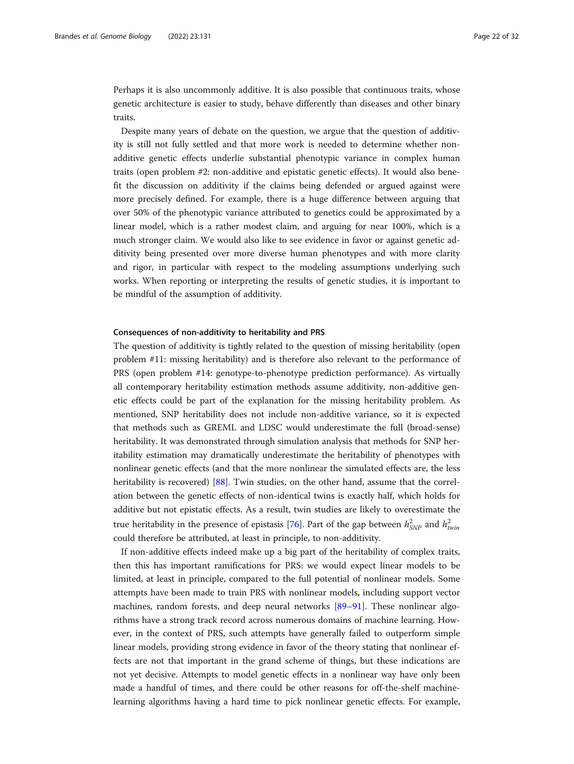Perhaps it is also uncommonly additive. It is also possible that continuous traits, whose genetic architecture is easier to study, behave differently than diseases and other binary traits.

Despite many years of debate on the question, we argue that the question of additivity is still not fully settled and that more work is needed to determine whether non-additive genetic effects underlie substantial phenotypic variance in complex human traits (open problem #2: non-additive and epistatic genetic effects). It would also benefit the discussion on additivity if the claims being defended or argued against were more precisely defined. For example, there is a huge difference between arguing that over 50% of the phenotypic variance attributed to genetics could be approximated by a linear model, which is a rather modest claim, and arguing for near 100%, which is a much stronger claim. We would also like to see evidence in favor or against genetic additivity being presented over more diverse human phenotypes and with more clarity and rigor, in particular with respect to the modeling assumptions underlying such works. When reporting or interpreting the results of genetic studies, it is important to be mindful of the assumption of additivity.

### Consequences of non-additivity to heritability and PRS

The question of additivity is tightly related to the question of missing heritability (open problem #11: missing heritability) and is therefore also relevant to the performance of PRS (open problem #14: genotype-to-phenotype prediction performance). As virtually all contemporary heritability estimation methods assume additivity, non-additive genetic effects could be part of the explanation for the missing heritability problem. As mentioned, SNP heritability does not include non-additive variance, so it is expected that methods such as GREML and LDSC would underestimate the full (broad-sense) heritability. It was demonstrated through simulation analysis that methods for SNP heritability estimation may dramatically underestimate the heritability of phenotypes with nonlinear genetic effects (and that the more nonlinear the simulated effects are, the less heritability is recovered) [88]. Twin studies, on the other hand, assume that the correlation between the genetic effects of non-identical twins is exactly half, which holds for additive but not epistatic effects. As a result, twin studies are likely to overestimate the true heritability in the presence of epistasis [76]. Part of the gap between $h^2_{SNP}$ and $h^2_{twin}$ could therefore be attributed, at least in principle, to non-additivity.

If non-additive effects indeed make up a big part of the heritability of complex traits, then this has important ramifications for PRS: we would expect linear models to be limited, at least in principle, compared to the full potential of nonlinear models. Some attempts have been made to train PRS with nonlinear models, including support vector machines, random forests, and deep neural networks [89–91]. These nonlinear algorithms have a strong track record across numerous domains of machine learning. However, in the context of PRS, such attempts have generally failed to outperform simple linear models, providing strong evidence in favor of the theory stating that nonlinear effects are not that important in the grand scheme of things, but these indications are not yet decisive. Attempts to model genetic effects in a nonlinear way have only been made a handful of times, and there could be other reasons for off-the-shelf machine-learning algorithms having a hard time to pick nonlinear genetic effects. For example,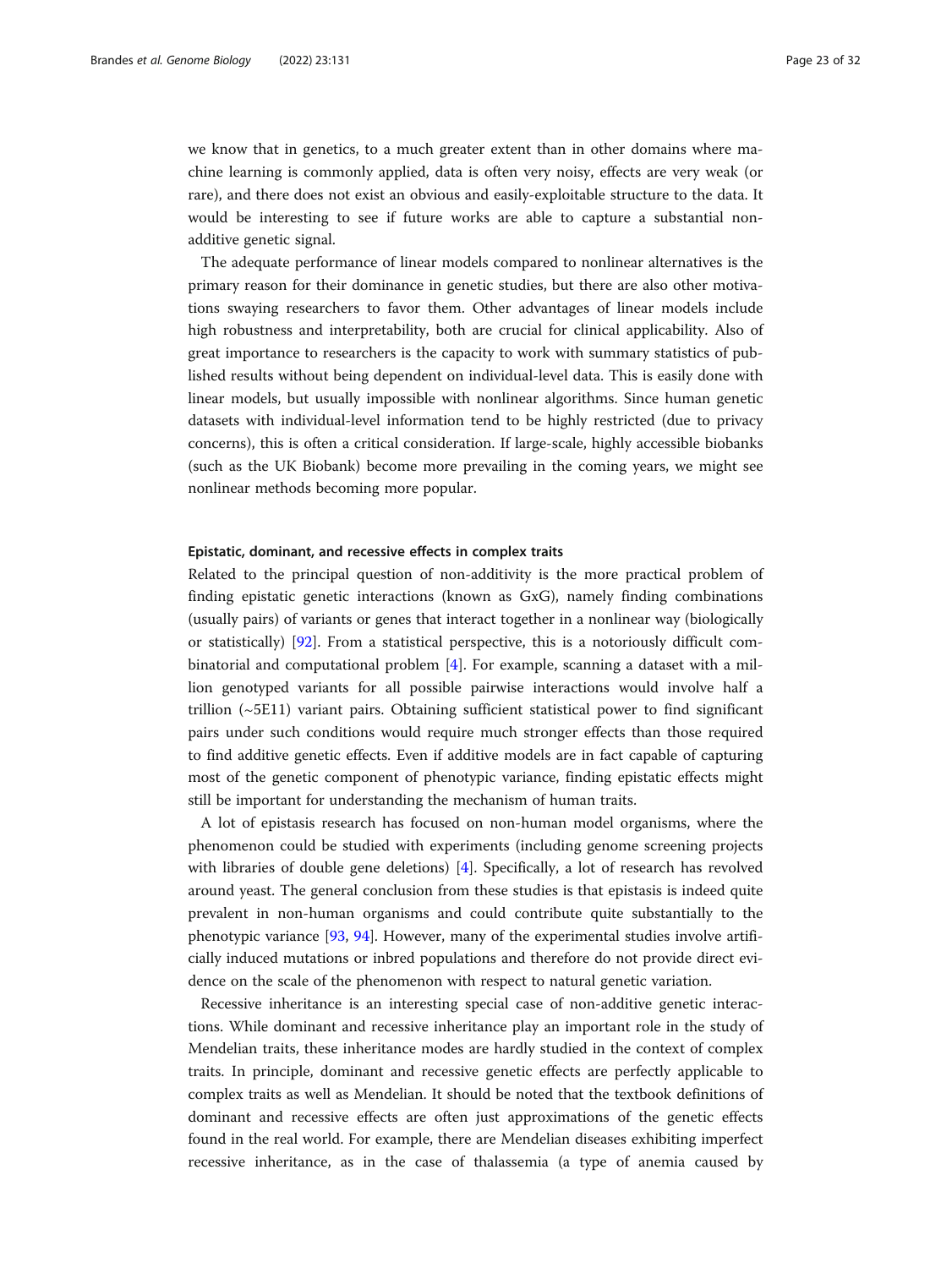we know that in genetics, to a much greater extent than in other domains where machine learning is commonly applied, data is often very noisy, effects are very weak (or rare), and there does not exist an obvious and easily-exploitable structure to the data. It would be interesting to see if future works are able to capture a substantial non-additive genetic signal.

The adequate performance of linear models compared to nonlinear alternatives is the primary reason for their dominance in genetic studies, but there are also other motivations swaying researchers to favor them. Other advantages of linear models include high robustness and interpretability, both are crucial for clinical applicability. Also of great importance to researchers is the capacity to work with summary statistics of published results without being dependent on individual-level data. This is easily done with linear models, but usually impossible with nonlinear algorithms. Since human genetic datasets with individual-level information tend to be highly restricted (due to privacy concerns), this is often a critical consideration. If large-scale, highly accessible biobanks (such as the UK Biobank) become more prevailing in the coming years, we might see nonlinear methods becoming more popular.

#### Epistatic, dominant, and recessive effects in complex traits

Related to the principal question of non-additivity is the more practical problem of finding epistatic genetic interactions (known as GxG), namely finding combinations (usually pairs) of variants or genes that interact together in a nonlinear way (biologically or statistically) [92]. From a statistical perspective, this is a notoriously difficult combinatorial and computational problem [4]. For example, scanning a dataset with a million genotyped variants for all possible pairwise interactions would involve half a trillion (~5E11) variant pairs. Obtaining sufficient statistical power to find significant pairs under such conditions would require much stronger effects than those required to find additive genetic effects. Even if additive models are in fact capable of capturing most of the genetic component of phenotypic variance, finding epistatic effects might still be important for understanding the mechanism of human traits.

A lot of epistasis research has focused on non-human model organisms, where the phenomenon could be studied with experiments (including genome screening projects with libraries of double gene deletions) [4]. Specifically, a lot of research has revolved around yeast. The general conclusion from these studies is that epistasis is indeed quite prevalent in non-human organisms and could contribute quite substantially to the phenotypic variance [93, 94]. However, many of the experimental studies involve artificially induced mutations or inbred populations and therefore do not provide direct evidence on the scale of the phenomenon with respect to natural genetic variation.

Recessive inheritance is an interesting special case of non-additive genetic interactions. While dominant and recessive inheritance play an important role in the study of Mendelian traits, these inheritance modes are hardly studied in the context of complex traits. In principle, dominant and recessive genetic effects are perfectly applicable to complex traits as well as Mendelian. It should be noted that the textbook definitions of dominant and recessive effects are often just approximations of the genetic effects found in the real world. For example, there are Mendelian diseases exhibiting imperfect recessive inheritance, as in the case of thalassemia (a type of anemia caused by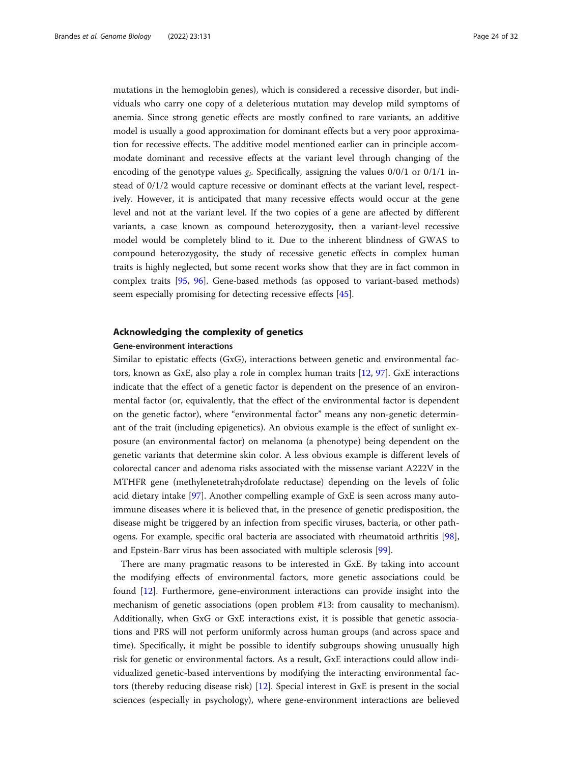mutations in the hemoglobin genes), which is considered a recessive disorder, but individuals who carry one copy of a deleterious mutation may develop mild symptoms of anemia. Since strong genetic effects are mostly confined to rare variants, an additive model is usually a good approximation for dominant effects but a very poor approximation for recessive effects. The additive model mentioned earlier can in principle accommodate dominant and recessive effects at the variant level through changing of the encoding of the genotype values $g_i$. Specifically, assigning the values 0/0/1 or 0/1/1 instead of 0/1/2 would capture recessive or dominant effects at the variant level, respectively. However, it is anticipated that many recessive effects would occur at the gene level and not at the variant level. If the two copies of a gene are affected by different variants, a case known as compound heterozygosity, then a variant-level recessive model would be completely blind to it. Due to the inherent blindness of GWAS to compound heterozygosity, the study of recessive genetic effects in complex human traits is highly neglected, but some recent works show that they are in fact common in complex traits [95, 96]. Gene-based methods (as opposed to variant-based methods) seem especially promising for detecting recessive effects [45].

## Acknowledging the complexity of genetics

### Gene-environment interactions

Similar to epistatic effects (GxG), interactions between genetic and environmental factors, known as GxE, also play a role in complex human traits [12, 97]. GxE interactions indicate that the effect of a genetic factor is dependent on the presence of an environmental factor (or, equivalently, that the effect of the environmental factor is dependent on the genetic factor), where "environmental factor" means any non-genetic determinant of the trait (including epigenetics). An obvious example is the effect of sunlight exposure (an environmental factor) on melanoma (a phenotype) being dependent on the genetic variants that determine skin color. A less obvious example is different levels of colorectal cancer and adenoma risks associated with the missense variant A222V in the MTHFR gene (methylenetetrahydrofolate reductase) depending on the levels of folic acid dietary intake [97]. Another compelling example of GxE is seen across many autoimmune diseases where it is believed that, in the presence of genetic predisposition, the disease might be triggered by an infection from specific viruses, bacteria, or other pathogens. For example, specific oral bacteria are associated with rheumatoid arthritis [98], and Epstein-Barr virus has been associated with multiple sclerosis [99].

There are many pragmatic reasons to be interested in GxE. By taking into account the modifying effects of environmental factors, more genetic associations could be found [12]. Furthermore, gene-environment interactions can provide insight into the mechanism of genetic associations (open problem #13: from causality to mechanism). Additionally, when GxG or GxE interactions exist, it is possible that genetic associations and PRS will not perform uniformly across human groups (and across space and time). Specifically, it might be possible to identify subgroups showing unusually high risk for genetic or environmental factors. As a result, GxE interactions could allow individualized genetic-based interventions by modifying the interacting environmental factors (thereby reducing disease risk) [12]. Special interest in GxE is present in the social sciences (especially in psychology), where gene-environment interactions are believed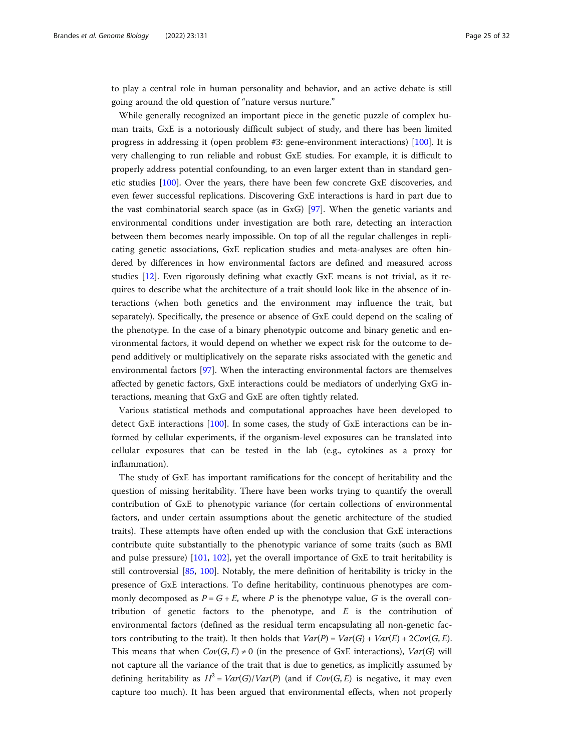to play a central role in human personality and behavior, and an active debate is still going around the old question of "nature versus nurture."

While generally recognized an important piece in the genetic puzzle of complex human traits, GxE is a notoriously difficult subject of study, and there has been limited progress in addressing it (open problem #3: gene-environment interactions) [100]. It is very challenging to run reliable and robust GxE studies. For example, it is difficult to properly address potential confounding, to an even larger extent than in standard genetic studies [100]. Over the years, there have been few concrete GxE discoveries, and even fewer successful replications. Discovering GxE interactions is hard in part due to the vast combinatorial search space (as in GxG) [97]. When the genetic variants and environmental conditions under investigation are both rare, detecting an interaction between them becomes nearly impossible. On top of all the regular challenges in replicating genetic associations, GxE replication studies and meta-analyses are often hindered by differences in how environmental factors are defined and measured across studies [12]. Even rigorously defining what exactly GxE means is not trivial, as it requires to describe what the architecture of a trait should look like in the absence of interactions (when both genetics and the environment may influence the trait, but separately). Specifically, the presence or absence of GxE could depend on the scaling of the phenotype. In the case of a binary phenotypic outcome and binary genetic and environmental factors, it would depend on whether we expect risk for the outcome to depend additively or multiplicatively on the separate risks associated with the genetic and environmental factors [97]. When the interacting environmental factors are themselves affected by genetic factors, GxE interactions could be mediators of underlying GxG interactions, meaning that GxG and GxE are often tightly related.

Various statistical methods and computational approaches have been developed to detect GxE interactions [100]. In some cases, the study of GxE interactions can be informed by cellular experiments, if the organism-level exposures can be translated into cellular exposures that can be tested in the lab (e.g., cytokines as a proxy for inflammation).

The study of GxE has important ramifications for the concept of heritability and the question of missing heritability. There have been works trying to quantify the overall contribution of GxE to phenotypic variance (for certain collections of environmental factors, and under certain assumptions about the genetic architecture of the studied traits). These attempts have often ended up with the conclusion that GxE interactions contribute quite substantially to the phenotypic variance of some traits (such as BMI and pulse pressure) [101, 102], yet the overall importance of GxE to trait heritability is still controversial [85, 100]. Notably, the mere definition of heritability is tricky in the presence of GxE interactions. To define heritability, continuous phenotypes are commonly decomposed as $P = G + E$, where $P$ is the phenotype value, $G$ is the overall contribution of genetic factors to the phenotype, and $E$ is the contribution of environmental factors (defined as the residual term encapsulating all non-genetic factors contributing to the trait). It then holds that $Var(P) = Var(G) + Var(E) + 2Cov(G, E)$. This means that when $Cov(G, E) \neq 0$ (in the presence of GxE interactions), $Var(G)$ will not capture all the variance of the trait that is due to genetics, as implicitly assumed by defining heritability as $H^2 = Var(G)/Var(P)$ (and if $Cov(G, E)$ is negative, it may even capture too much). It has been argued that environmental effects, when not properly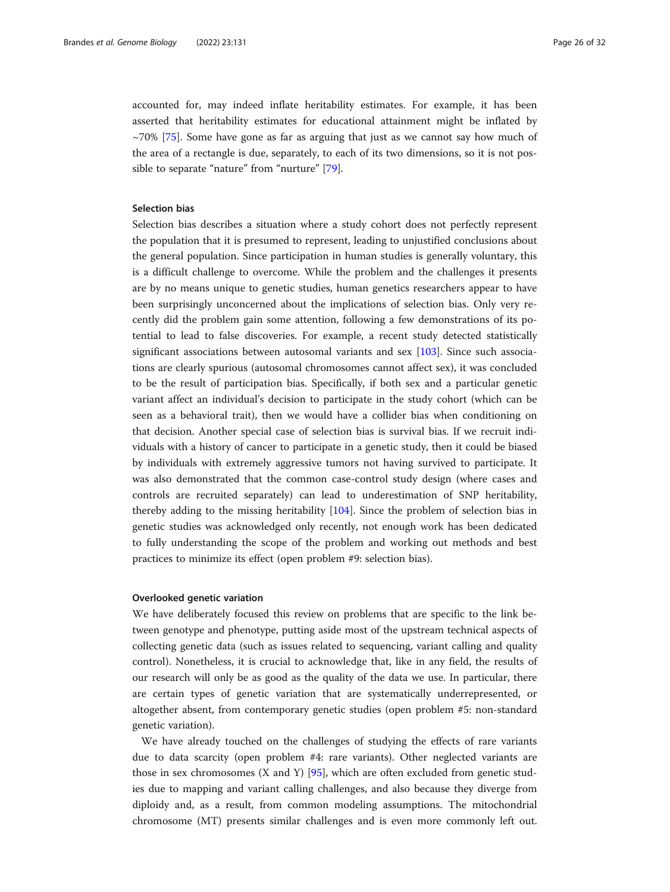accounted for, may indeed inflate heritability estimates. For example, it has been asserted that heritability estimates for educational attainment might be inflated by ~70% [75]. Some have gone as far as arguing that just as we cannot say how much of the area of a rectangle is due, separately, to each of its two dimensions, so it is not possible to separate "nature" from "nurture" [79].

#### Selection bias

Selection bias describes a situation where a study cohort does not perfectly represent the population that it is presumed to represent, leading to unjustified conclusions about the general population. Since participation in human studies is generally voluntary, this is a difficult challenge to overcome. While the problem and the challenges it presents are by no means unique to genetic studies, human genetics researchers appear to have been surprisingly unconcerned about the implications of selection bias. Only very recently did the problem gain some attention, following a few demonstrations of its potential to lead to false discoveries. For example, a recent study detected statistically significant associations between autosomal variants and sex [103]. Since such associations are clearly spurious (autosomal chromosomes cannot affect sex), it was concluded to be the result of participation bias. Specifically, if both sex and a particular genetic variant affect an individual's decision to participate in the study cohort (which can be seen as a behavioral trait), then we would have a collider bias when conditioning on that decision. Another special case of selection bias is survival bias. If we recruit individuals with a history of cancer to participate in a genetic study, then it could be biased by individuals with extremely aggressive tumors not having survived to participate. It was also demonstrated that the common case-control study design (where cases and controls are recruited separately) can lead to underestimation of SNP heritability, thereby adding to the missing heritability [104]. Since the problem of selection bias in genetic studies was acknowledged only recently, not enough work has been dedicated to fully understanding the scope of the problem and working out methods and best practices to minimize its effect (open problem #9: selection bias).

#### Overlooked genetic variation

We have deliberately focused this review on problems that are specific to the link between genotype and phenotype, putting aside most of the upstream technical aspects of collecting genetic data (such as issues related to sequencing, variant calling and quality control). Nonetheless, it is crucial to acknowledge that, like in any field, the results of our research will only be as good as the quality of the data we use. In particular, there are certain types of genetic variation that are systematically underrepresented, or altogether absent, from contemporary genetic studies (open problem #5: non-standard genetic variation).

We have already touched on the challenges of studying the effects of rare variants due to data scarcity (open problem #4: rare variants). Other neglected variants are those in sex chromosomes (X and Y) [95], which are often excluded from genetic studies due to mapping and variant calling challenges, and also because they diverge from diploidy and, as a result, from common modeling assumptions. The mitochondrial chromosome (MT) presents similar challenges and is even more commonly left out.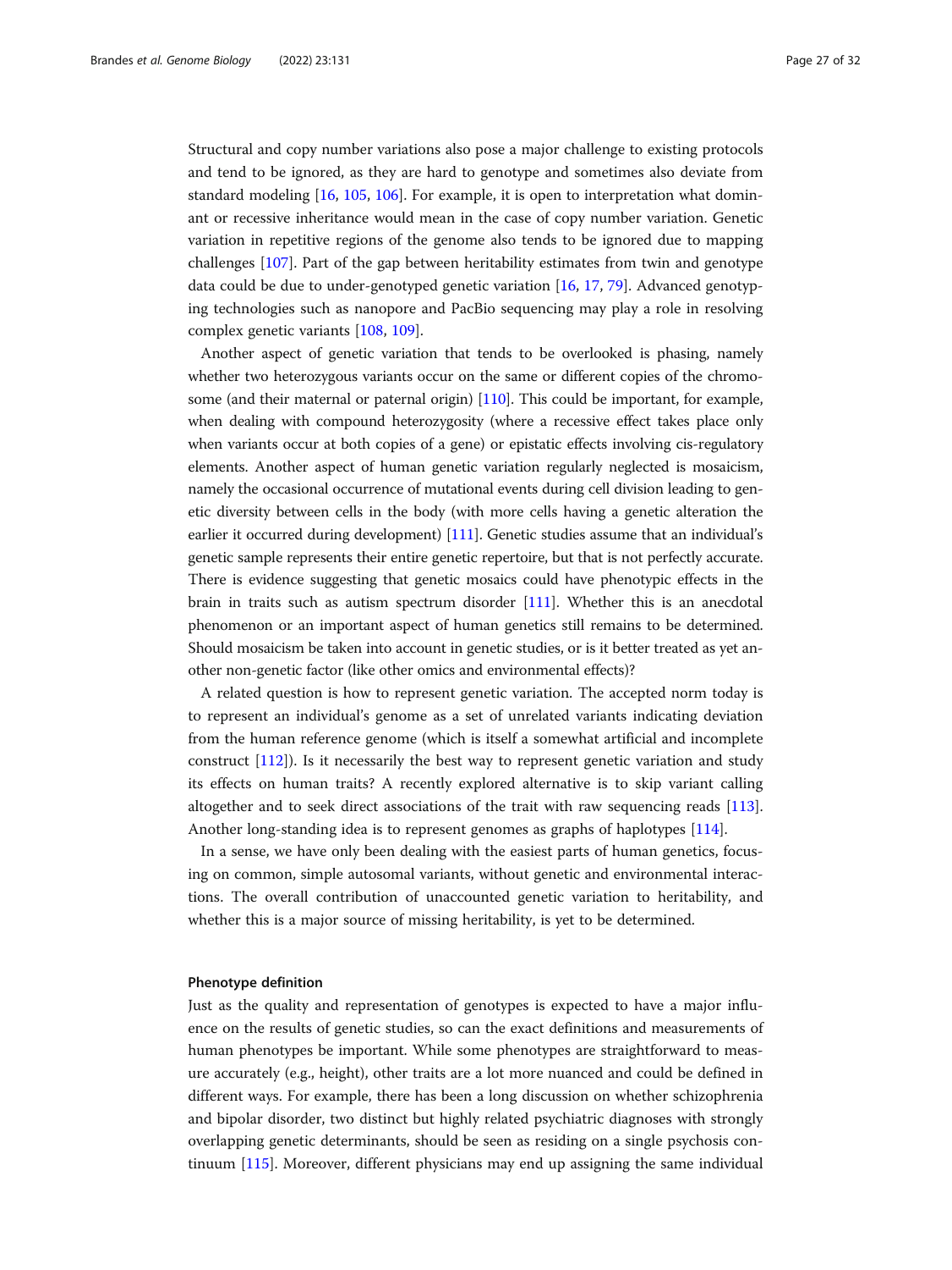Structural and copy number variations also pose a major challenge to existing protocols and tend to be ignored, as they are hard to genotype and sometimes also deviate from standard modeling [16, 105, 106]. For example, it is open to interpretation what dominant or recessive inheritance would mean in the case of copy number variation. Genetic variation in repetitive regions of the genome also tends to be ignored due to mapping challenges [107]. Part of the gap between heritability estimates from twin and genotype data could be due to under-genotyped genetic variation [16, 17, 79]. Advanced genotyping technologies such as nanopore and PacBio sequencing may play a role in resolving complex genetic variants [108, 109].

Another aspect of genetic variation that tends to be overlooked is phasing, namely whether two heterozygous variants occur on the same or different copies of the chromosome (and their maternal or paternal origin) [110]. This could be important, for example, when dealing with compound heterozygosity (where a recessive effect takes place only when variants occur at both copies of a gene) or epistatic effects involving cis-regulatory elements. Another aspect of human genetic variation regularly neglected is mosaicism, namely the occasional occurrence of mutational events during cell division leading to genetic diversity between cells in the body (with more cells having a genetic alteration the earlier it occurred during development) [111]. Genetic studies assume that an individual's genetic sample represents their entire genetic repertoire, but that is not perfectly accurate. There is evidence suggesting that genetic mosaics could have phenotypic effects in the brain in traits such as autism spectrum disorder [111]. Whether this is an anecdotal phenomenon or an important aspect of human genetics still remains to be determined. Should mosaicism be taken into account in genetic studies, or is it better treated as yet another non-genetic factor (like other omics and environmental effects)?

A related question is how to represent genetic variation. The accepted norm today is to represent an individual's genome as a set of unrelated variants indicating deviation from the human reference genome (which is itself a somewhat artificial and incomplete construct [112]). Is it necessarily the best way to represent genetic variation and study its effects on human traits? A recently explored alternative is to skip variant calling altogether and to seek direct associations of the trait with raw sequencing reads [113]. Another long-standing idea is to represent genomes as graphs of haplotypes [114].

In a sense, we have only been dealing with the easiest parts of human genetics, focusing on common, simple autosomal variants, without genetic and environmental interactions. The overall contribution of unaccounted genetic variation to heritability, and whether this is a major source of missing heritability, is yet to be determined.

#### Phenotype definition

Just as the quality and representation of genotypes is expected to have a major influence on the results of genetic studies, so can the exact definitions and measurements of human phenotypes be important. While some phenotypes are straightforward to measure accurately (e.g., height), other traits are a lot more nuanced and could be defined in different ways. For example, there has been a long discussion on whether schizophrenia and bipolar disorder, two distinct but highly related psychiatric diagnoses with strongly overlapping genetic determinants, should be seen as residing on a single psychosis continuum [115]. Moreover, different physicians may end up assigning the same individual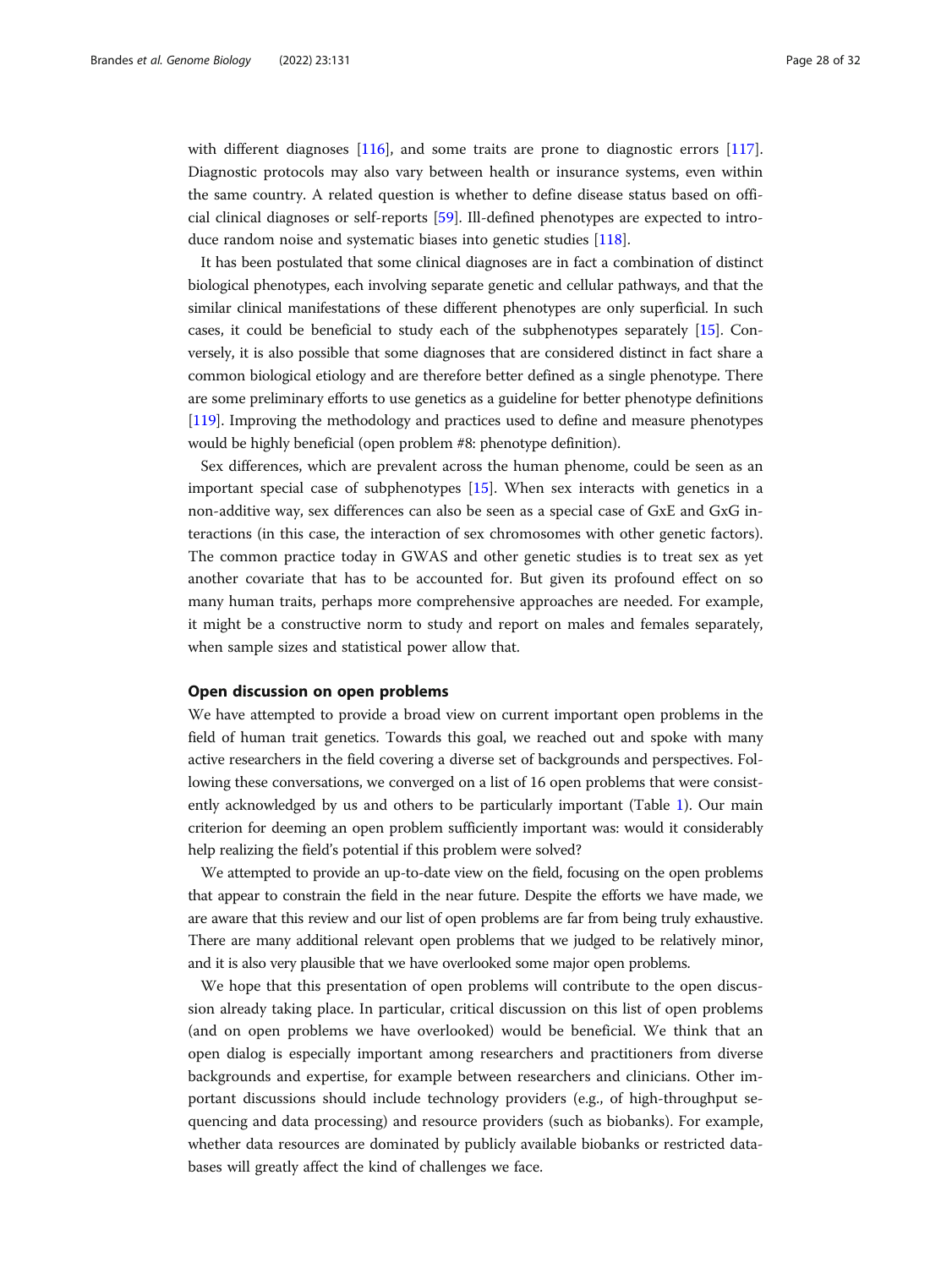with different diagnoses [116], and some traits are prone to diagnostic errors [117]. Diagnostic protocols may also vary between health or insurance systems, even within the same country. A related question is whether to define disease status based on official clinical diagnoses or self-reports [59]. Ill-defined phenotypes are expected to introduce random noise and systematic biases into genetic studies [118].

It has been postulated that some clinical diagnoses are in fact a combination of distinct biological phenotypes, each involving separate genetic and cellular pathways, and that the similar clinical manifestations of these different phenotypes are only superficial. In such cases, it could be beneficial to study each of the subphenotypes separately [15]. Conversely, it is also possible that some diagnoses that are considered distinct in fact share a common biological etiology and are therefore better defined as a single phenotype. There are some preliminary efforts to use genetics as a guideline for better phenotype definitions [119]. Improving the methodology and practices used to define and measure phenotypes would be highly beneficial (open problem #8: phenotype definition).

Sex differences, which are prevalent across the human phenome, could be seen as an important special case of subphenotypes [15]. When sex interacts with genetics in a non-additive way, sex differences can also be seen as a special case of GxE and GxG interactions (in this case, the interaction of sex chromosomes with other genetic factors). The common practice today in GWAS and other genetic studies is to treat sex as yet another covariate that has to be accounted for. But given its profound effect on so many human traits, perhaps more comprehensive approaches are needed. For example, it might be a constructive norm to study and report on males and females separately, when sample sizes and statistical power allow that.

## Open discussion on open problems

We have attempted to provide a broad view on current important open problems in the field of human trait genetics. Towards this goal, we reached out and spoke with many active researchers in the field covering a diverse set of backgrounds and perspectives. Following these conversations, we converged on a list of 16 open problems that were consistently acknowledged by us and others to be particularly important (Table 1). Our main criterion for deeming an open problem sufficiently important was: would it considerably help realizing the field's potential if this problem were solved?

We attempted to provide an up-to-date view on the field, focusing on the open problems that appear to constrain the field in the near future. Despite the efforts we have made, we are aware that this review and our list of open problems are far from being truly exhaustive. There are many additional relevant open problems that we judged to be relatively minor, and it is also very plausible that we have overlooked some major open problems.

We hope that this presentation of open problems will contribute to the open discussion already taking place. In particular, critical discussion on this list of open problems (and on open problems we have overlooked) would be beneficial. We think that an open dialog is especially important among researchers and practitioners from diverse backgrounds and expertise, for example between researchers and clinicians. Other important discussions should include technology providers (e.g., of high-throughput sequencing and data processing) and resource providers (such as biobanks). For example, whether data resources are dominated by publicly available biobanks or restricted databases will greatly affect the kind of challenges we face.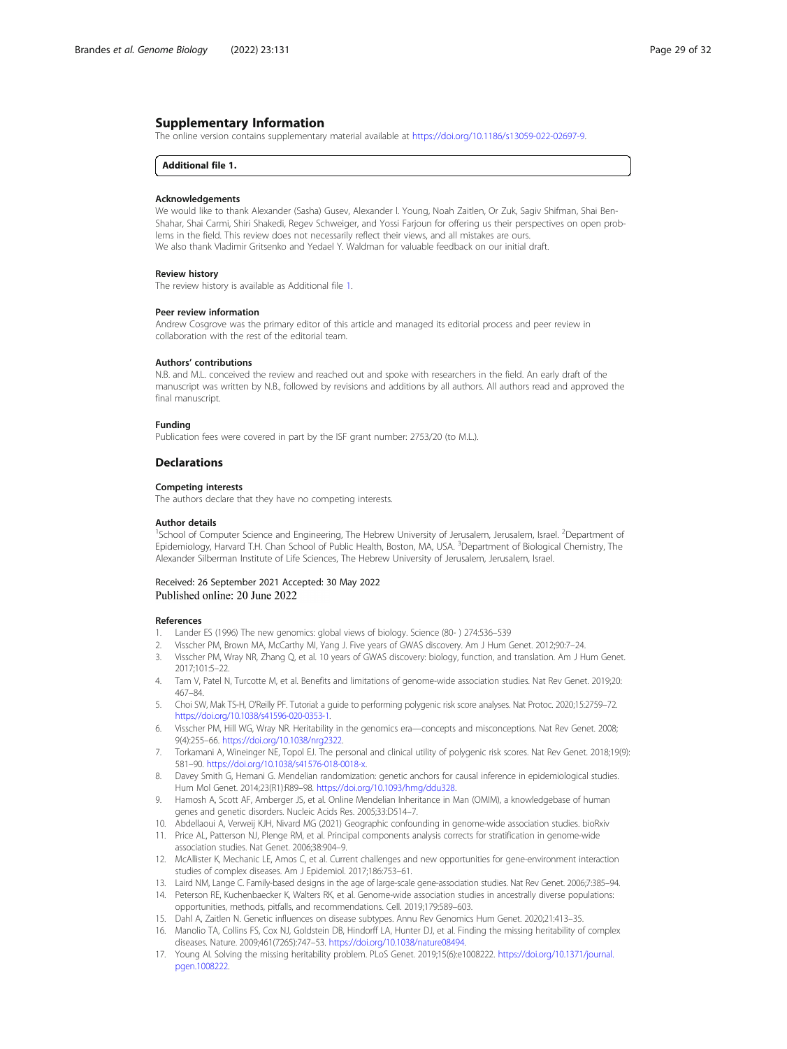## Supplementary Information

The online version contains supplementary material available at https://doi.org/10.1186/s13059-022-02697-9.

**Additional file 1.**

### Acknowledgements

We would like to thank Alexander (Sasha) Gusev, Alexander I. Young, Noah Zaitlen, Or Zuk, Sagiv Shifman, Shai Ben-Shahar, Shai Carmi, Shiri Shakedi, Regev Schweiger, and Yossi Farjoun for offering us their perspectives on open problems in the field. This review does not necessarily reflect their views, and all mistakes are ours.
We also thank Vladimir Gritsenko and Yedael Y. Waldman for valuable feedback on our initial draft.

### Review history

The review history is available as Additional file 1.

### Peer review information

Andrew Cosgrove was the primary editor of this article and managed its editorial process and peer review in collaboration with the rest of the editorial team.

### Authors' contributions

N.B. and M.L. conceived the review and reached out and spoke with researchers in the field. An early draft of the manuscript was written by N.B., followed by revisions and additions by all authors. All authors read and approved the final manuscript.

### Funding

Publication fees were covered in part by the ISF grant number: 2753/20 (to M.L.).

## Declarations

### Competing interests

The authors declare that they have no competing interests.

### Author details

[1]School of Computer Science and Engineering, The Hebrew University of Jerusalem, Jerusalem, Israel. [2]Department of Epidemiology, Harvard T.H. Chan School of Public Health, Boston, MA, USA. [3]Department of Biological Chemistry, The Alexander Silberman Institute of Life Sciences, The Hebrew University of Jerusalem, Jerusalem, Israel.

Received: 26 September 2021 Accepted: 30 May 2022
Published online: 20 June 2022

### References

1. Lander ES (1996) The new genomics: global views of biology. Science (80- ) 274:536–539
2. Visscher PM, Brown MA, McCarthy MI, Yang J. Five years of GWAS discovery. Am J Hum Genet. 2012;90:7–24.
3. Visscher PM, Wray NR, Zhang Q, et al. 10 years of GWAS discovery: biology, function, and translation. Am J Hum Genet. 2017;101:5–22.
4. Tam V, Patel N, Turcotte M, et al. Benefits and limitations of genome-wide association studies. Nat Rev Genet. 2019;20: 467–84.
5. Choi SW, Mak TS-H, O'Reilly PF. Tutorial: a guide to performing polygenic risk score analyses. Nat Protoc. 2020;15:2759–72. https://doi.org/10.1038/s41596-020-0353-1.
6. Visscher PM, Hill WG, Wray NR. Heritability in the genomics era—concepts and misconceptions. Nat Rev Genet. 2008; 9(4):255–66. https://doi.org/10.1038/nrg2322.
7. Torkamani A, Wineinger NE, Topol EJ. The personal and clinical utility of polygenic risk scores. Nat Rev Genet. 2018;19(9): 581–90. https://doi.org/10.1038/s41576-018-0018-x.
8. Davey Smith G, Hemani G. Mendelian randomization: genetic anchors for causal inference in epidemiological studies. Hum Mol Genet. 2014;23(R1):R89–98. https://doi.org/10.1093/hmg/ddu328.
9. Hamosh A, Scott AF, Amberger JS, et al. Online Mendelian Inheritance in Man (OMIM), a knowledgebase of human genes and genetic disorders. Nucleic Acids Res. 2005;33:D514–7.
10. Abdellaoui A, Verweij KJH, Nivard MG (2021) Geographic confounding in genome-wide association studies. bioRxiv
11. Price AL, Patterson NJ, Plenge RM, et al. Principal components analysis corrects for stratification in genome-wide association studies. Nat Genet. 2006;38:904–9.
12. McAllister K, Mechanic LE, Amos C, et al. Current challenges and new opportunities for gene-environment interaction studies of complex diseases. Am J Epidemiol. 2017;186:753–61.
13. Laird NM, Lange C. Family-based designs in the age of large-scale gene-association studies. Nat Rev Genet. 2006;7:385–94.
14. Peterson RE, Kuchenbaecker K, Walters RK, et al. Genome-wide association studies in ancestrally diverse populations: opportunities, methods, pitfalls, and recommendations. Cell. 2019;179:589–603.
15. Dahl A, Zaitlen N. Genetic influences on disease subtypes. Annu Rev Genomics Hum Genet. 2020;21:413–35.
16. Manolio TA, Collins FS, Cox NJ, Goldstein DB, Hindorff LA, Hunter DJ, et al. Finding the missing heritability of complex diseases. Nature. 2009;461(7265):747–53. https://doi.org/10.1038/nature08494.
17. Young AI. Solving the missing heritability problem. PLoS Genet. 2019;15(6):e1008222. https://doi.org/10.1371/journal.pgen.1008222.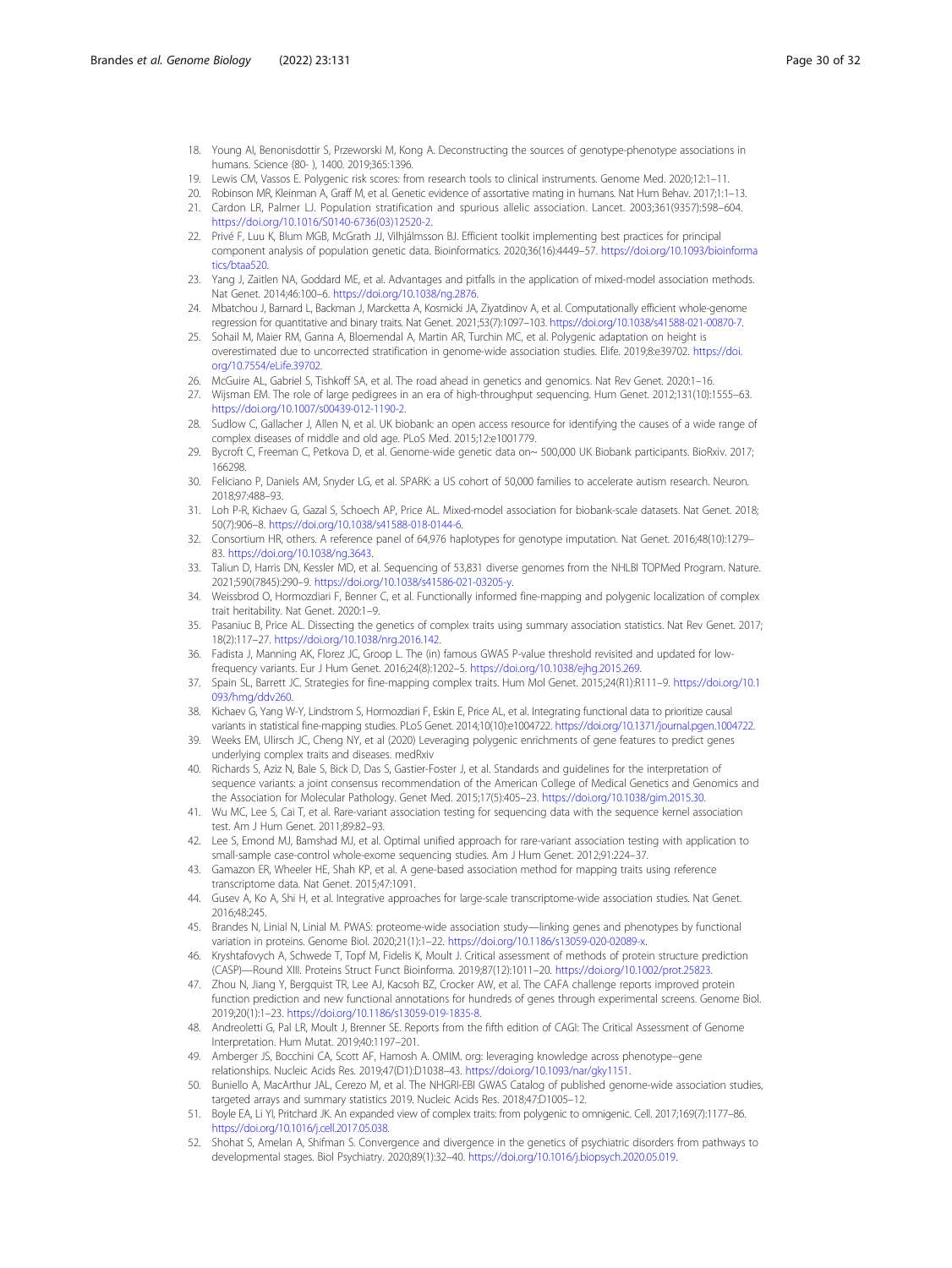18. Young AI, Benonisdottir S, Przeworski M, Kong A. Deconstructing the sources of genotype-phenotype associations in humans. Science (80- ), 1400. 2019;365:1396.
19. Lewis CM, Vassos E. Polygenic risk scores: from research tools to clinical instruments. Genome Med. 2020;12:1–11.
20. Robinson MR, Kleinman A, Graff M, et al. Genetic evidence of assortative mating in humans. Nat Hum Behav. 2017;1:1–13.
21. Cardon LR, Palmer LJ. Population stratification and spurious allelic association. Lancet. 2003;361(9357):598–604. https://doi.org/10.1016/S0140-6736(03)12520-2.
22. Privé F, Luu K, Blum MGB, McGrath JJ, Vilhjálmsson BJ. Efficient toolkit implementing best practices for principal component analysis of population genetic data. Bioinformatics. 2020;36(16):4449–57. https://doi.org/10.1093/bioinformatics/btaa520.
23. Yang J, Zaitlen NA, Goddard ME, et al. Advantages and pitfalls in the application of mixed-model association methods. Nat Genet. 2014;46:100–6. https://doi.org/10.1038/ng.2876.
24. Mbatchou J, Barnard L, Backman J, Marcketta A, Kosmicki JA, Ziyatdinov A, et al. Computationally efficient whole-genome regression for quantitative and binary traits. Nat Genet. 2021;53(7):1097–103. https://doi.org/10.1038/s41588-021-00870-7.
25. Sohail M, Maier RM, Ganna A, Bloemendal A, Martin AR, Turchin MC, et al. Polygenic adaptation on height is overestimated due to uncorrected stratification in genome-wide association studies. Elife. 2019;8:e39702. https://doi.org/10.7554/eLife.39702.
26. McGuire AL, Gabriel S, Tishkoff SA, et al. The road ahead in genetics and genomics. Nat Rev Genet. 2020:1–16.
27. Wijsman EM. The role of large pedigrees in an era of high-throughput sequencing. Hum Genet. 2012;131(10):1555–63. https://doi.org/10.1007/s00439-012-1190-2.
28. Sudlow C, Gallacher J, Allen N, et al. UK biobank: an open access resource for identifying the causes of a wide range of complex diseases of middle and old age. PLoS Med. 2015;12:e1001779.
29. Bycroft C, Freeman C, Petkova D, et al. Genome-wide genetic data on~ 500,000 UK Biobank participants. BioRxiv. 2017; 166298.
30. Feliciano P, Daniels AM, Snyder LG, et al. SPARK: a US cohort of 50,000 families to accelerate autism research. Neuron. 2018;97:488–93.
31. Loh P-R, Kichaev G, Gazal S, Schoech AP, Price AL. Mixed-model association for biobank-scale datasets. Nat Genet. 2018; 50(7):906–8. https://doi.org/10.1038/s41588-018-0144-6.
32. Consortium HR, others. A reference panel of 64,976 haplotypes for genotype imputation. Nat Genet. 2016;48(10):1279–83. https://doi.org/10.1038/ng.3643.
33. Taliun D, Harris DN, Kessler MD, et al. Sequencing of 53,831 diverse genomes from the NHLBI TOPMed Program. Nature. 2021;590(7845):290–9. https://doi.org/10.1038/s41586-021-03205-y.
34. Weissbrod O, Hormozdiari F, Benner C, et al. Functionally informed fine-mapping and polygenic localization of complex trait heritability. Nat Genet. 2020:1–9.
35. Pasaniuc B, Price AL. Dissecting the genetics of complex traits using summary association statistics. Nat Rev Genet. 2017; 18(2):117–27. https://doi.org/10.1038/nrg.2016.142.
36. Fadista J, Manning AK, Florez JC, Groop L. The (in) famous GWAS P-value threshold revisited and updated for low-frequency variants. Eur J Hum Genet. 2016;24(8):1202–5. https://doi.org/10.1038/ejhg.2015.269.
37. Spain SL, Barrett JC. Strategies for fine-mapping complex traits. Hum Mol Genet. 2015;24(R1):R111–9. https://doi.org/10.1093/hmg/ddv260.
38. Kichaev G, Yang W-Y, Lindstrom S, Hormozdiari F, Eskin E, Price AL, et al. Integrating functional data to prioritize causal variants in statistical fine-mapping studies. PLoS Genet. 2014;10(10):e1004722. https://doi.org/10.1371/journal.pgen.1004722.
39. Weeks EM, Ulirsch JC, Cheng NY, et al (2020) Leveraging polygenic enrichments of gene features to predict genes underlying complex traits and diseases. medRxiv
40. Richards S, Aziz N, Bale S, Bick D, Das S, Gastier-Foster J, et al. Standards and guidelines for the interpretation of sequence variants: a joint consensus recommendation of the American College of Medical Genetics and Genomics and the Association for Molecular Pathology. Genet Med. 2015;17(5):405–23. https://doi.org/10.1038/gim.2015.30.
41. Wu MC, Lee S, Cai T, et al. Rare-variant association testing for sequencing data with the sequence kernel association test. Am J Hum Genet. 2011;89:82–93.
42. Lee S, Emond MJ, Bamshad MJ, et al. Optimal unified approach for rare-variant association testing with application to small-sample case-control whole-exome sequencing studies. Am J Hum Genet. 2012;91:224–37.
43. Gamazon ER, Wheeler HE, Shah KP, et al. A gene-based association method for mapping traits using reference transcriptome data. Nat Genet. 2015;47:1091.
44. Gusev A, Ko A, Shi H, et al. Integrative approaches for large-scale transcriptome-wide association studies. Nat Genet. 2016;48:245.
45. Brandes N, Linial N, Linial M. PWAS: proteome-wide association study—linking genes and phenotypes by functional variation in proteins. Genome Biol. 2020;21(1):1–22. https://doi.org/10.1186/s13059-020-02089-x.
46. Kryshtafovych A, Schwede T, Topf M, Fidelis K, Moult J. Critical assessment of methods of protein structure prediction (CASP)—Round XIII. Proteins Struct Funct Bioinforma. 2019;87(12):1011–20. https://doi.org/10.1002/prot.25823.
47. Zhou N, Jiang Y, Bergquist TR, Lee AJ, Kacsoh BZ, Crocker AW, et al. The CAFA challenge reports improved protein function prediction and new functional annotations for hundreds of genes through experimental screens. Genome Biol. 2019;20(1):1–23. https://doi.org/10.1186/s13059-019-1835-8.
48. Andreoletti G, Pal LR, Moult J, Brenner SE. Reports from the fifth edition of CAGI: The Critical Assessment of Genome Interpretation. Hum Mutat. 2019;40:1197–201.
49. Amberger JS, Bocchini CA, Scott AF, Hamosh A. OMIM. org: leveraging knowledge across phenotype–gene relationships. Nucleic Acids Res. 2019;47(D1):D1038–43. https://doi.org/10.1093/nar/gky1151.
50. Buniello A, MacArthur JAL, Cerezo M, et al. The NHGRI-EBI GWAS Catalog of published genome-wide association studies, targeted arrays and summary statistics 2019. Nucleic Acids Res. 2018;47:D1005–12.
51. Boyle EA, Li YI, Pritchard JK. An expanded view of complex traits: from polygenic to omnigenic. Cell. 2017;169(7):1177–86. https://doi.org/10.1016/j.cell.2017.05.038.
52. Shohat S, Amelan A, Shifman S. Convergence and divergence in the genetics of psychiatric disorders from pathways to developmental stages. Biol Psychiatry. 2020;89(1):32–40. https://doi.org/10.1016/j.biopsych.2020.05.019.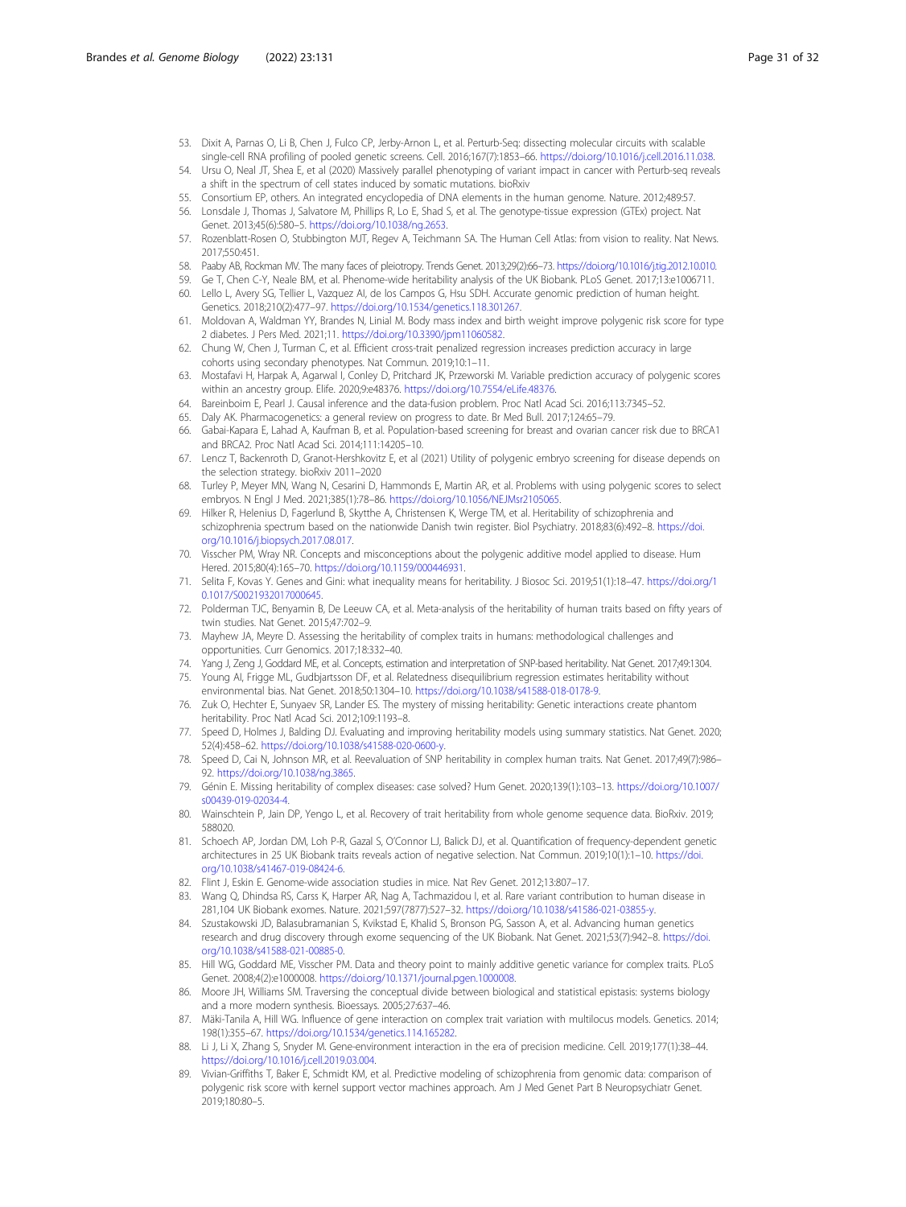53. Dixit A, Parnas O, Li B, Chen J, Fulco CP, Jerby-Arnon L, et al. Perturb-Seq: dissecting molecular circuits with scalable single-cell RNA profiling of pooled genetic screens. Cell. 2016;167(7):1853–66. https://doi.org/10.1016/j.cell.2016.11.038.
54. Ursu O, Neal JT, Shea E, et al (2020) Massively parallel phenotyping of variant impact in cancer with Perturb-seq reveals a shift in the spectrum of cell states induced by somatic mutations. bioRxiv
55. Consortium EP, others. An integrated encyclopedia of DNA elements in the human genome. Nature. 2012;489:57.
56. Lonsdale J, Thomas J, Salvatore M, Phillips R, Lo E, Shad S, et al. The genotype-tissue expression (GTEx) project. Nat Genet. 2013;45(6):580–5. https://doi.org/10.1038/ng.2653.
57. Rozenblatt-Rosen O, Stubbington MJT, Regev A, Teichmann SA. The Human Cell Atlas: from vision to reality. Nat News. 2017;550:451.
58. Paaby AB, Rockman MV. The many faces of pleiotropy. Trends Genet. 2013;29(2):66–73. https://doi.org/10.1016/j.tig.2012.10.010.
59. Ge T, Chen C-Y, Neale BM, et al. Phenome-wide heritability analysis of the UK Biobank. PLoS Genet. 2017;13:e1006711.
60. Lello L, Avery SG, Tellier L, Vazquez AI, de los Campos G, Hsu SDH. Accurate genomic prediction of human height. Genetics. 2018;210(2):477–97. https://doi.org/10.1534/genetics.118.301267.
61. Moldovan A, Waldman YY, Brandes N, Linial M. Body mass index and birth weight improve polygenic risk score for type 2 diabetes. J Pers Med. 2021;11. https://doi.org/10.3390/jpm11060582.
62. Chung W, Chen J, Turman C, et al. Efficient cross-trait penalized regression increases prediction accuracy in large cohorts using secondary phenotypes. Nat Commun. 2019;10:1–11.
63. Mostafavi H, Harpak A, Agarwal I, Conley D, Pritchard JK, Przeworski M. Variable prediction accuracy of polygenic scores within an ancestry group. Elife. 2020;9:e48376. https://doi.org/10.7554/eLife.48376.
64. Bareinboim E, Pearl J. Causal inference and the data-fusion problem. Proc Natl Acad Sci. 2016;113:7345–52.
65. Daly AK. Pharmacogenetics: a general review on progress to date. Br Med Bull. 2017;124:65–79.
66. Gabai-Kapara E, Lahad A, Kaufman B, et al. Population-based screening for breast and ovarian cancer risk due to BRCA1 and BRCA2. Proc Natl Acad Sci. 2014;111:14205–10.
67. Lencz T, Backenroth D, Granot-Hershkovitz E, et al (2021) Utility of polygenic embryo screening for disease depends on the selection strategy. bioRxiv 2011–2020
68. Turley P, Meyer MN, Wang N, Cesarini D, Hammonds E, Martin AR, et al. Problems with using polygenic scores to select embryos. N Engl J Med. 2021;385(1):78–86. https://doi.org/10.1056/NEJMsr2105065.
69. Hilker R, Helenius D, Fagerlund B, Skytthe A, Christensen K, Werge TM, et al. Heritability of schizophrenia and schizophrenia spectrum based on the nationwide Danish twin register. Biol Psychiatry. 2018;83(6):492–8. https://doi.org/10.1016/j.biopsych.2017.08.017.
70. Visscher PM, Wray NR. Concepts and misconceptions about the polygenic additive model applied to disease. Hum Hered. 2015;80(4):165–70. https://doi.org/10.1159/000446931.
71. Selita F, Kovas Y. Genes and Gini: what inequality means for heritability. J Biosoc Sci. 2019;51(1):18–47. https://doi.org/10.1017/S0021932017000645.
72. Polderman TJC, Benyamin B, De Leeuw CA, et al. Meta-analysis of the heritability of human traits based on fifty years of twin studies. Nat Genet. 2015;47:702–9.
73. Mayhew JA, Meyre D. Assessing the heritability of complex traits in humans: methodological challenges and opportunities. Curr Genomics. 2017;18:332–40.
74. Yang J, Zeng J, Goddard ME, et al. Concepts, estimation and interpretation of SNP-based heritability. Nat Genet. 2017;49:1304.
75. Young AI, Frigge ML, Gudbjartsson DF, et al. Relatedness disequilibrium regression estimates heritability without environmental bias. Nat Genet. 2018;50:1304–10. https://doi.org/10.1038/s41588-018-0178-9.
76. Zuk O, Hechter E, Sunyaev SR, Lander ES. The mystery of missing heritability: Genetic interactions create phantom heritability. Proc Natl Acad Sci. 2012;109:1193–8.
77. Speed D, Holmes J, Balding DJ. Evaluating and improving heritability models using summary statistics. Nat Genet. 2020; 52(4):458–62. https://doi.org/10.1038/s41588-020-0600-y.
78. Speed D, Cai N, Johnson MR, et al. Reevaluation of SNP heritability in complex human traits. Nat Genet. 2017;49(7):986–92. https://doi.org/10.1038/ng.3865.
79. Génin E. Missing heritability of complex diseases: case solved? Hum Genet. 2020;139(1):103–13. https://doi.org/10.1007/s00439-019-02034-4.
80. Wainschtein P, Jain DP, Yengo L, et al. Recovery of trait heritability from whole genome sequence data. BioRxiv. 2019; 588020.
81. Schoech AP, Jordan DM, Loh P-R, Gazal S, O'Connor LJ, Balick DJ, et al. Quantification of frequency-dependent genetic architectures in 25 UK Biobank traits reveals action of negative selection. Nat Commun. 2019;10(1):1–10. https://doi.org/10.1038/s41467-019-08424-6.
82. Flint J, Eskin E. Genome-wide association studies in mice. Nat Rev Genet. 2012;13:807–17.
83. Wang Q, Dhindsa RS, Carss K, Harper AR, Nag A, Tachmazidou I, et al. Rare variant contribution to human disease in 281,104 UK Biobank exomes. Nature. 2021;597(7877):527–32. https://doi.org/10.1038/s41586-021-03855-y.
84. Szustakowski JD, Balasubramanian S, Kvikstad E, Khalid S, Bronson PG, Sasson A, et al. Advancing human genetics research and drug discovery through exome sequencing of the UK Biobank. Nat Genet. 2021;53(7):942–8. https://doi.org/10.1038/s41588-021-00885-0.
85. Hill WG, Goddard ME, Visscher PM. Data and theory point to mainly additive genetic variance for complex traits. PLoS Genet. 2008;4(2):e1000008. https://doi.org/10.1371/journal.pgen.1000008.
86. Moore JH, Williams SM. Traversing the conceptual divide between biological and statistical epistasis: systems biology and a more modern synthesis. Bioessays. 2005;27:637–46.
87. Mäki-Tanila A, Hill WG. Influence of gene interaction on complex trait variation with multilocus models. Genetics. 2014; 198(1):355–67. https://doi.org/10.1534/genetics.114.165282.
88. Li J, Li X, Zhang S, Snyder M. Gene-environment interaction in the era of precision medicine. Cell. 2019;177(1):38–44. https://doi.org/10.1016/j.cell.2019.03.004.
89. Vivian-Griffiths T, Baker E, Schmidt KM, et al. Predictive modeling of schizophrenia from genomic data: comparison of polygenic risk score with kernel support vector machines approach. Am J Med Genet Part B Neuropsychiatr Genet. 2019;180:80–5.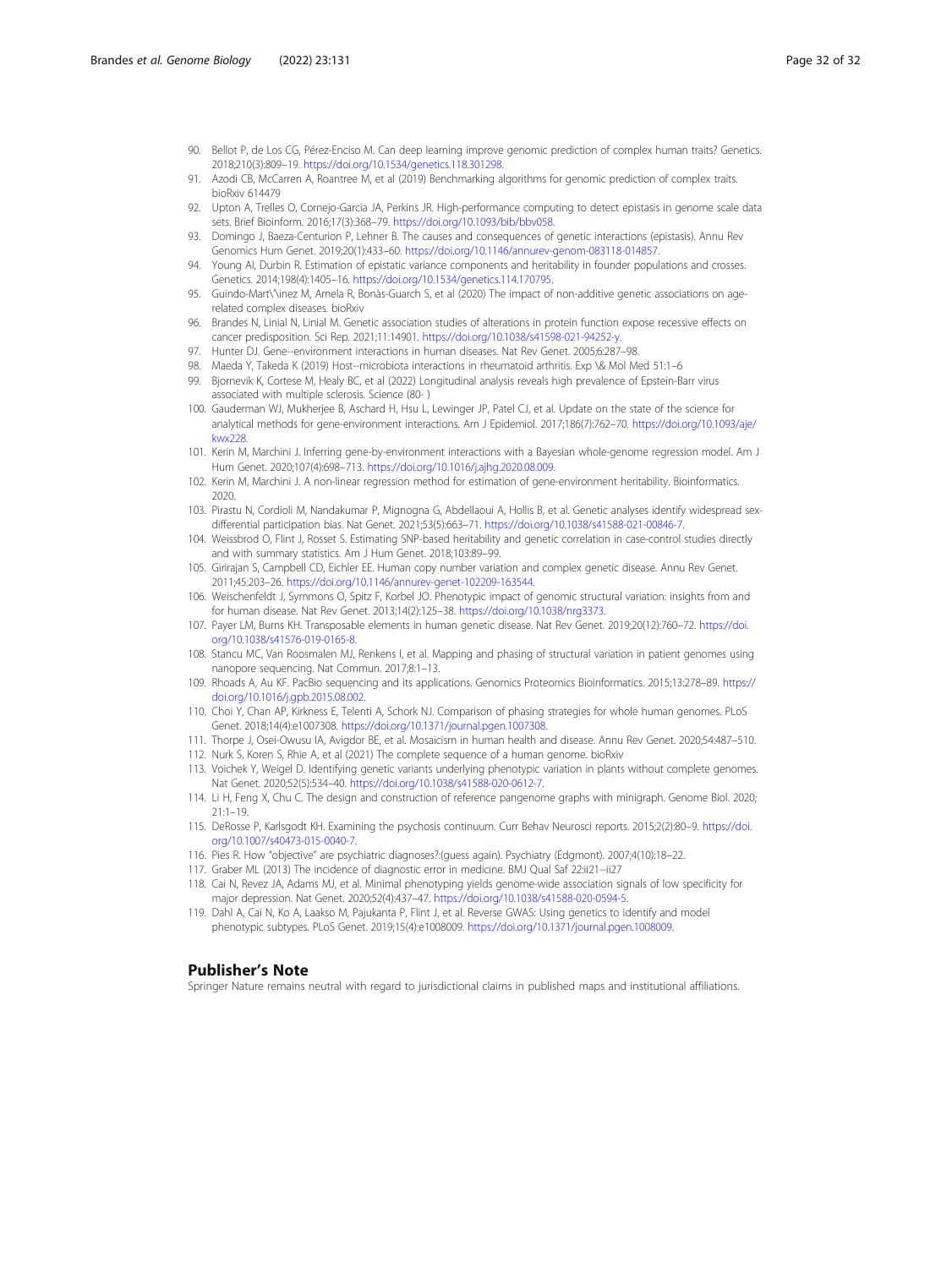90. Bellot P, de Los CG, Pérez-Enciso M. Can deep learning improve genomic prediction of complex human traits? Genetics. 2018;210(3):809–19. https://doi.org/10.1534/genetics.118.301298.
91. Azodi CB, McCarren A, Roantree M, et al (2019) Benchmarking algorithms for genomic prediction of complex traits. bioRxiv 614479
92. Upton A, Trelles O, Cornejo-Garcia JA, Perkins JR. High-performance computing to detect epistasis in genome scale data sets. Brief Bioinform. 2016;17(3):368–79. https://doi.org/10.1093/bib/bbv058.
93. Domingo J, Baeza-Centurion P, Lehner B. The causes and consequences of genetic interactions (epistasis). Annu Rev Genomics Hum Genet. 2019;20(1):433–60. https://doi.org/10.1146/annurev-genom-083118-014857.
94. Young AI, Durbin R. Estimation of epistatic variance components and heritability in founder populations and crosses. Genetics. 2014;198(4):1405–16. https://doi.org/10.1534/genetics.114.170795.
95. Guindo-Mart\'\inez M, Amela R, Bonàs-Guarch S, et al (2020) The impact of non-additive genetic associations on age-related complex diseases. bioRxiv
96. Brandes N, Linial N, Linial M. Genetic association studies of alterations in protein function expose recessive effects on cancer predisposition. Sci Rep. 2021;11:14901. https://doi.org/10.1038/s41598-021-94252-y.
97. Hunter DJ. Gene--environment interactions in human diseases. Nat Rev Genet. 2005;6:287–98.
98. Maeda Y, Takeda K (2019) Host--microbiota interactions in rheumatoid arthritis. Exp \& Mol Med 51:1–6
99. Bjornevik K, Cortese M, Healy BC, et al (2022) Longitudinal analysis reveals high prevalence of Epstein-Barr virus associated with multiple sclerosis. Science (80- )
100. Gauderman WJ, Mukherjee B, Aschard H, Hsu L, Lewinger JP, Patel CJ, et al. Update on the state of the science for analytical methods for gene-environment interactions. Am J Epidemiol. 2017;186(7):762–70. https://doi.org/10.1093/aje/kwx228.
101. Kerin M, Marchini J. Inferring gene-by-environment interactions with a Bayesian whole-genome regression model. Am J Hum Genet. 2020;107(4):698–713. https://doi.org/10.1016/j.ajhg.2020.08.009.
102. Kerin M, Marchini J. A non-linear regression method for estimation of gene-environment heritability. Bioinformatics. 2020.
103. Pirastu N, Cordioli M, Nandakumar P, Mignogna G, Abdellaoui A, Hollis B, et al. Genetic analyses identify widespread sex-differential participation bias. Nat Genet. 2021;53(5):663–71. https://doi.org/10.1038/s41588-021-00846-7.
104. Weissbrod O, Flint J, Rosset S. Estimating SNP-based heritability and genetic correlation in case-control studies directly and with summary statistics. Am J Hum Genet. 2018;103:89–99.
105. Girirajan S, Campbell CD, Eichler EE. Human copy number variation and complex genetic disease. Annu Rev Genet. 2011;45:203–26. https://doi.org/10.1146/annurev-genet-102209-163544.
106. Weischenfeldt J, Symmons O, Spitz F, Korbel JO. Phenotypic impact of genomic structural variation: insights from and for human disease. Nat Rev Genet. 2013;14(2):125–38. https://doi.org/10.1038/nrg3373.
107. Payer LM, Burns KH. Transposable elements in human genetic disease. Nat Rev Genet. 2019;20(12):760–72. https://doi.org/10.1038/s41576-019-0165-8.
108. Stancu MC, Van Roosmalen MJ, Renkens I, et al. Mapping and phasing of structural variation in patient genomes using nanopore sequencing. Nat Commun. 2017;8:1–13.
109. Rhoads A, Au KF. PacBio sequencing and its applications. Genomics Proteomics Bioinformatics. 2015;13:278–89. https://doi.org/10.1016/j.gpb.2015.08.002.
110. Choi Y, Chan AP, Kirkness E, Telenti A, Schork NJ. Comparison of phasing strategies for whole human genomes. PLoS Genet. 2018;14(4):e1007308. https://doi.org/10.1371/journal.pgen.1007308.
111. Thorpe J, Osei-Owusu IA, Avigdor BE, et al. Mosaicism in human health and disease. Annu Rev Genet. 2020;54:487–510.
112. Nurk S, Koren S, Rhie A, et al (2021) The complete sequence of a human genome. bioRxiv
113. Voichek Y, Weigel D. Identifying genetic variants underlying phenotypic variation in plants without complete genomes. Nat Genet. 2020;52(5):534–40. https://doi.org/10.1038/s41588-020-0612-7.
114. Li H, Feng X, Chu C. The design and construction of reference pangenome graphs with minigraph. Genome Biol. 2020;21:1–19.
115. DeRosse P, Karlsgodt KH. Examining the psychosis continuum. Curr Behav Neurosci reports. 2015;2(2):80–9. https://doi.org/10.1007/s40473-015-0040-7.
116. Pies R. How "objective" are psychiatric diagnoses?:(guess again). Psychiatry (Edgmont). 2007;4(10):18–22.
117. Graber ML (2013) The incidence of diagnostic error in medicine. BMJ Qual Saf 22:ii21--ii27
118. Cai N, Revez JA, Adams MJ, et al. Minimal phenotyping yields genome-wide association signals of low specificity for major depression. Nat Genet. 2020;52(4):437–47. https://doi.org/10.1038/s41588-020-0594-5.
119. Dahl A, Cai N, Ko A, Laakso M, Pajukanta P, Flint J, et al. Reverse GWAS: Using genetics to identify and model phenotypic subtypes. PLoS Genet. 2019;15(4):e1008009. https://doi.org/10.1371/journal.pgen.1008009.

## Publisher's Note

Springer Nature remains neutral with regard to jurisdictional claims in published maps and institutional affiliations.